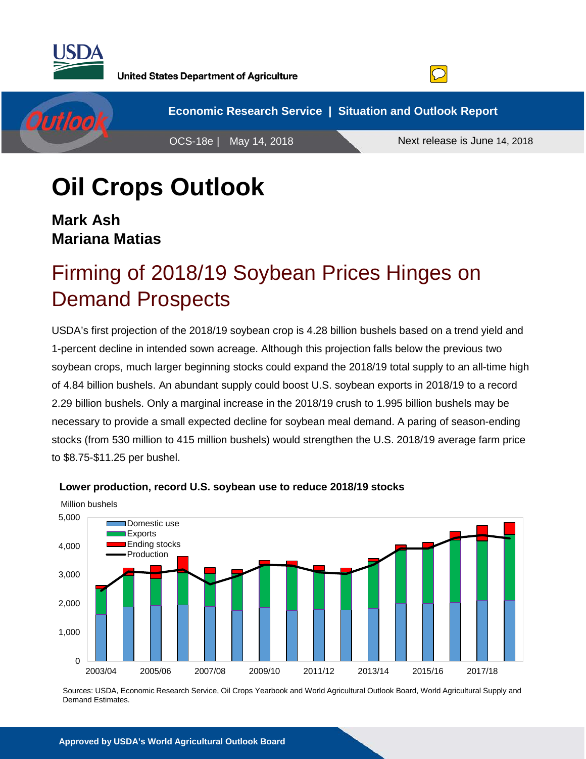United States Department of Agriculture

Economic Research Service | Situation and Outlook Report

OCS-18e | May 14, 2018

Next release is June 14, 2018

# Oil Crops Outlook

**Mark Ash**
**Mariana Matias**

## Firming of 2018/19 Soybean Prices Hinges on Demand Prospects

USDA's first projection of the 2018/19 soybean crop is 4.28 billion bushels based on a trend yield and 1-percent decline in intended sown acreage. Although this projection falls below the previous two soybean crops, much larger beginning stocks could expand the 2018/19 total supply to an all-time high of 4.84 billion bushels. An abundant supply could boost U.S. soybean exports in 2018/19 to a record 2.29 billion bushels. Only a marginal increase in the 2018/19 crush to 1.995 billion bushels may be necessary to provide a small expected decline for soybean meal demand. A paring of season-ending stocks (from 530 million to 415 million bushels) would strengthen the U.S. 2018/19 average farm price to $8.75-$11.25 per bushel.

**Lower production, record U.S. soybean use to reduce 2018/19 stocks**

Million bushels

Sources: USDA, Economic Research Service, Oil Crops Yearbook and World Agricultural Outlook Board, World Agricultural Supply and Demand Estimates.

**Approved by USDA's World Agricultural Outlook Board**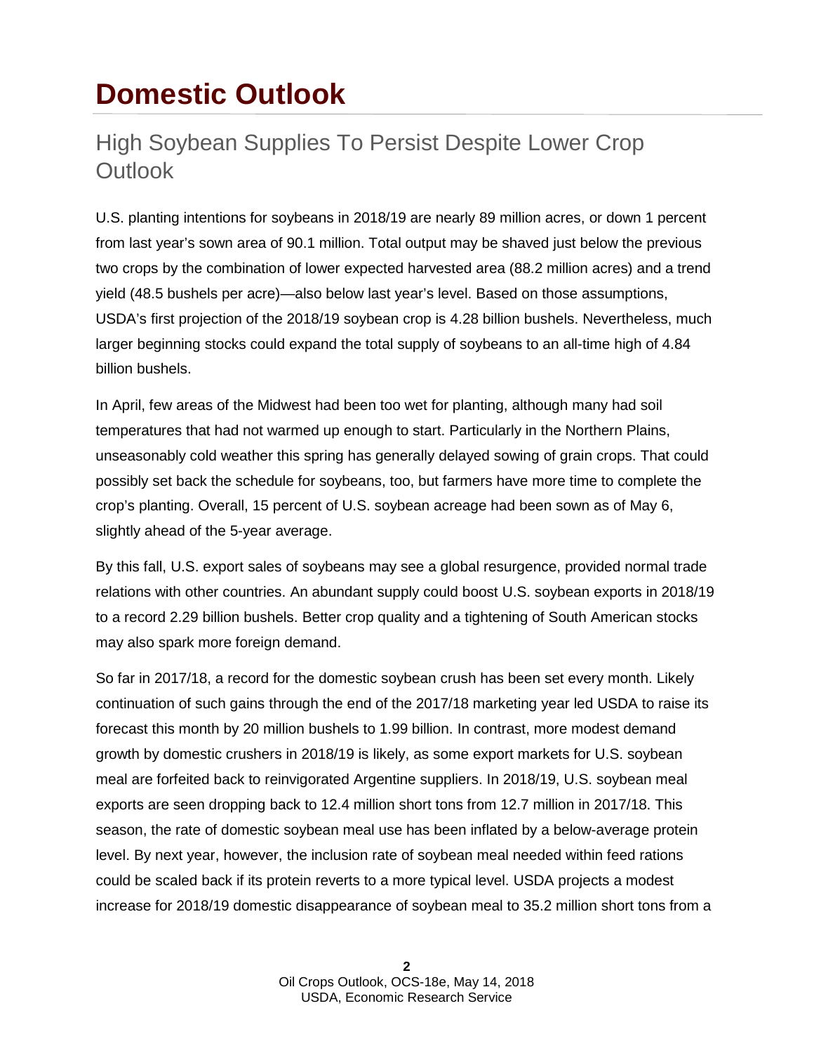# Domestic Outlook

## High Soybean Supplies To Persist Despite Lower Crop Outlook

U.S. planting intentions for soybeans in 2018/19 are nearly 89 million acres, or down 1 percent from last year's sown area of 90.1 million. Total output may be shaved just below the previous two crops by the combination of lower expected harvested area (88.2 million acres) and a trend yield (48.5 bushels per acre)—also below last year's level. Based on those assumptions, USDA's first projection of the 2018/19 soybean crop is 4.28 billion bushels. Nevertheless, much larger beginning stocks could expand the total supply of soybeans to an all-time high of 4.84 billion bushels.

In April, few areas of the Midwest had been too wet for planting, although many had soil temperatures that had not warmed up enough to start. Particularly in the Northern Plains, unseasonably cold weather this spring has generally delayed sowing of grain crops. That could possibly set back the schedule for soybeans, too, but farmers have more time to complete the crop's planting. Overall, 15 percent of U.S. soybean acreage had been sown as of May 6, slightly ahead of the 5-year average.

By this fall, U.S. export sales of soybeans may see a global resurgence, provided normal trade relations with other countries. An abundant supply could boost U.S. soybean exports in 2018/19 to a record 2.29 billion bushels. Better crop quality and a tightening of South American stocks may also spark more foreign demand.

So far in 2017/18, a record for the domestic soybean crush has been set every month. Likely continuation of such gains through the end of the 2017/18 marketing year led USDA to raise its forecast this month by 20 million bushels to 1.99 billion. In contrast, more modest demand growth by domestic crushers in 2018/19 is likely, as some export markets for U.S. soybean meal are forfeited back to reinvigorated Argentine suppliers. In 2018/19, U.S. soybean meal exports are seen dropping back to 12.4 million short tons from 12.7 million in 2017/18. This season, the rate of domestic soybean meal use has been inflated by a below-average protein level. By next year, however, the inclusion rate of soybean meal needed within feed rations could be scaled back if its protein reverts to a more typical level. USDA projects a modest increase for 2018/19 domestic disappearance of soybean meal to 35.2 million short tons from a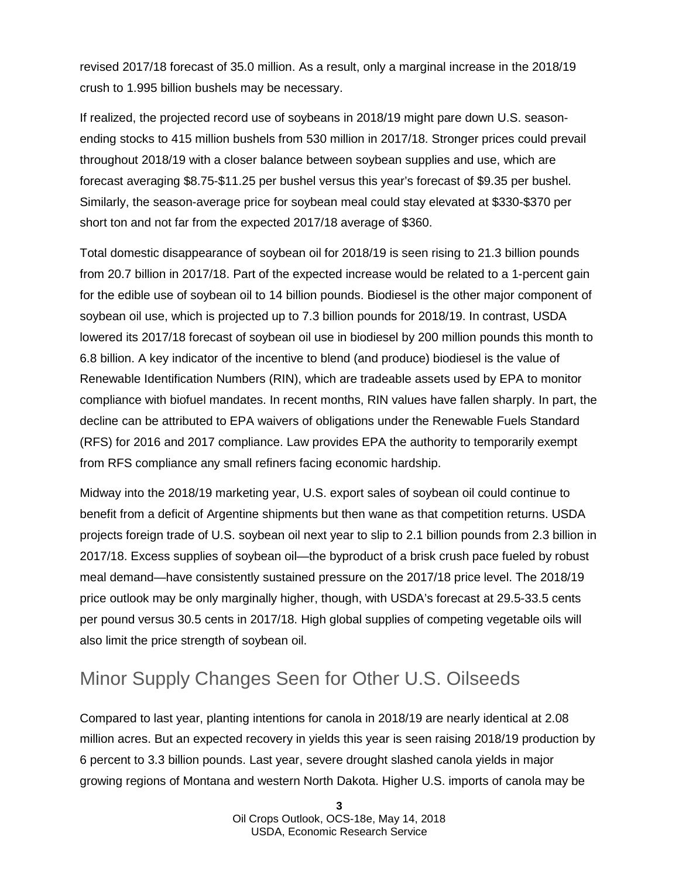revised 2017/18 forecast of 35.0 million. As a result, only a marginal increase in the 2018/19 crush to 1.995 billion bushels may be necessary.

If realized, the projected record use of soybeans in 2018/19 might pare down U.S. season-ending stocks to 415 million bushels from 530 million in 2017/18. Stronger prices could prevail throughout 2018/19 with a closer balance between soybean supplies and use, which are forecast averaging $8.75-$11.25 per bushel versus this year's forecast of $9.35 per bushel. Similarly, the season-average price for soybean meal could stay elevated at $330-$370 per short ton and not far from the expected 2017/18 average of $360.

Total domestic disappearance of soybean oil for 2018/19 is seen rising to 21.3 billion pounds from 20.7 billion in 2017/18. Part of the expected increase would be related to a 1-percent gain for the edible use of soybean oil to 14 billion pounds. Biodiesel is the other major component of soybean oil use, which is projected up to 7.3 billion pounds for 2018/19. In contrast, USDA lowered its 2017/18 forecast of soybean oil use in biodiesel by 200 million pounds this month to 6.8 billion. A key indicator of the incentive to blend (and produce) biodiesel is the value of Renewable Identification Numbers (RIN), which are tradeable assets used by EPA to monitor compliance with biofuel mandates. In recent months, RIN values have fallen sharply. In part, the decline can be attributed to EPA waivers of obligations under the Renewable Fuels Standard (RFS) for 2016 and 2017 compliance. Law provides EPA the authority to temporarily exempt from RFS compliance any small refiners facing economic hardship.

Midway into the 2018/19 marketing year, U.S. export sales of soybean oil could continue to benefit from a deficit of Argentine shipments but then wane as that competition returns. USDA projects foreign trade of U.S. soybean oil next year to slip to 2.1 billion pounds from 2.3 billion in 2017/18. Excess supplies of soybean oil—the byproduct of a brisk crush pace fueled by robust meal demand—have consistently sustained pressure on the 2017/18 price level. The 2018/19 price outlook may be only marginally higher, though, with USDA's forecast at 29.5-33.5 cents per pound versus 30.5 cents in 2017/18. High global supplies of competing vegetable oils will also limit the price strength of soybean oil.

## Minor Supply Changes Seen for Other U.S. Oilseeds

Compared to last year, planting intentions for canola in 2018/19 are nearly identical at 2.08 million acres. But an expected recovery in yields this year is seen raising 2018/19 production by 6 percent to 3.3 billion pounds. Last year, severe drought slashed canola yields in major growing regions of Montana and western North Dakota. Higher U.S. imports of canola may be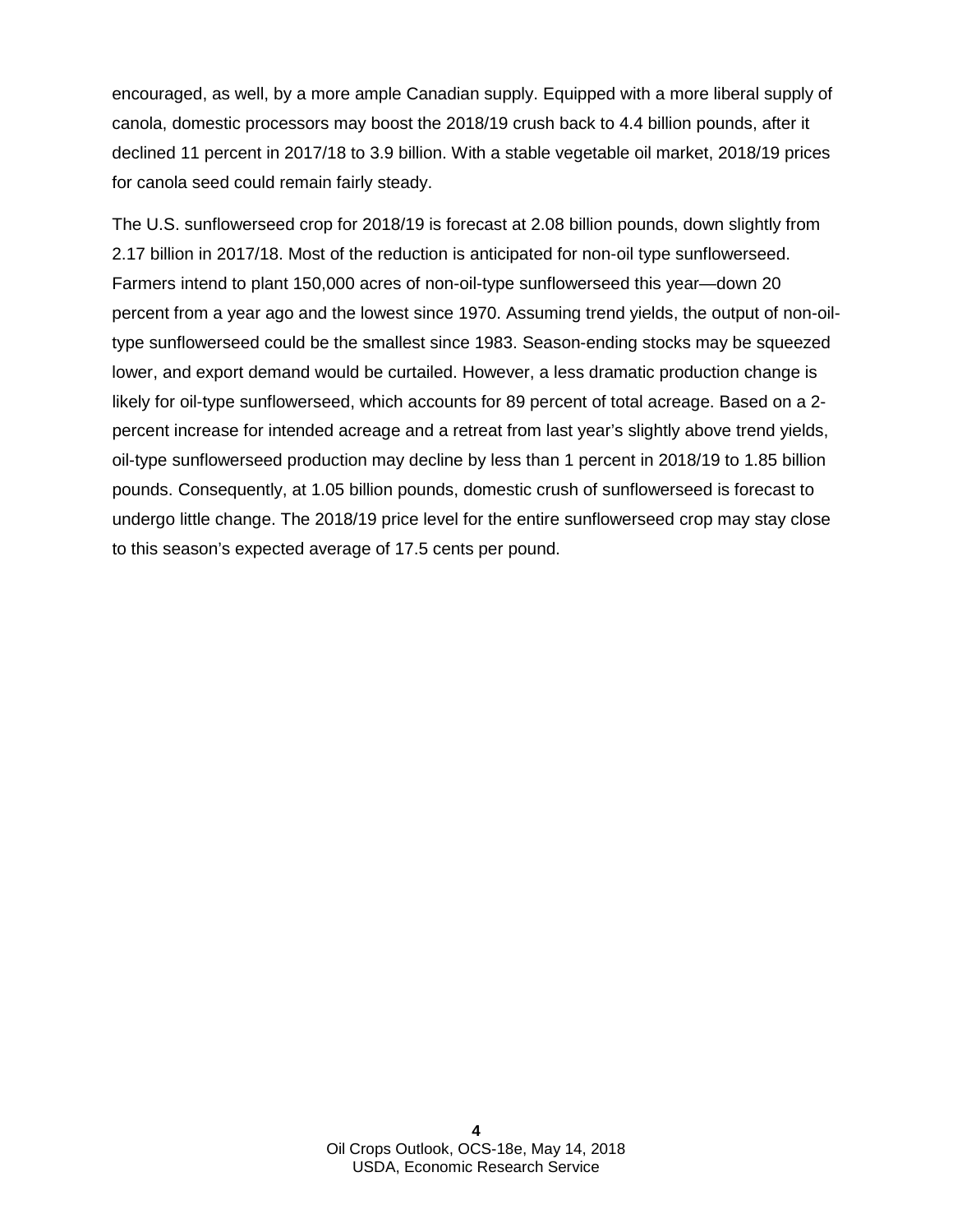encouraged, as well, by a more ample Canadian supply. Equipped with a more liberal supply of canola, domestic processors may boost the 2018/19 crush back to 4.4 billion pounds, after it declined 11 percent in 2017/18 to 3.9 billion. With a stable vegetable oil market, 2018/19 prices for canola seed could remain fairly steady.

The U.S. sunflowerseed crop for 2018/19 is forecast at 2.08 billion pounds, down slightly from 2.17 billion in 2017/18. Most of the reduction is anticipated for non-oil type sunflowerseed. Farmers intend to plant 150,000 acres of non-oil-type sunflowerseed this year—down 20 percent from a year ago and the lowest since 1970. Assuming trend yields, the output of non-oil-type sunflowerseed could be the smallest since 1983. Season-ending stocks may be squeezed lower, and export demand would be curtailed. However, a less dramatic production change is likely for oil-type sunflowerseed, which accounts for 89 percent of total acreage. Based on a 2-percent increase for intended acreage and a retreat from last year's slightly above trend yields, oil-type sunflowerseed production may decline by less than 1 percent in 2018/19 to 1.85 billion pounds. Consequently, at 1.05 billion pounds, domestic crush of sunflowerseed is forecast to undergo little change. The 2018/19 price level for the entire sunflowerseed crop may stay close to this season's expected average of 17.5 cents per pound.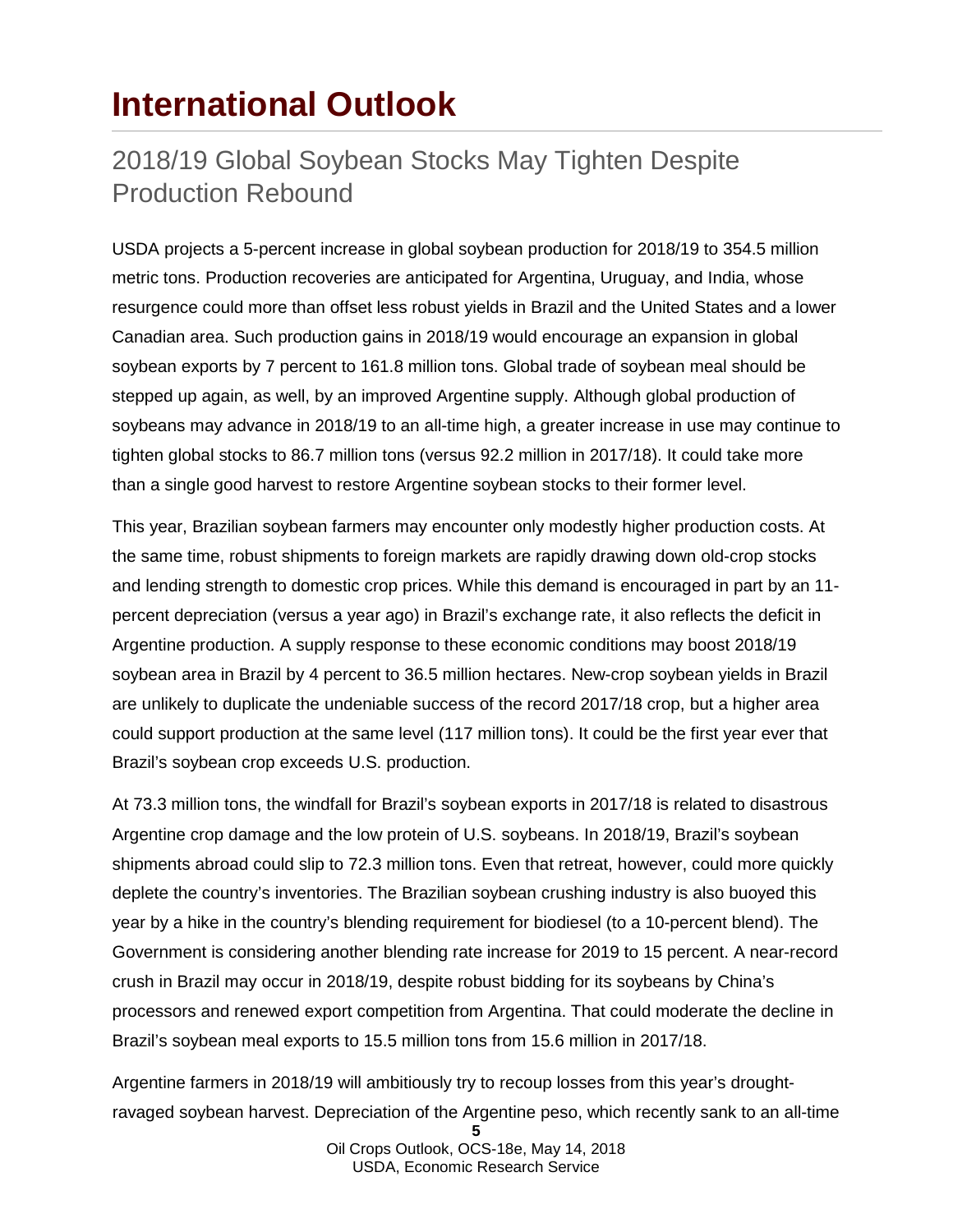# International Outlook

## 2018/19 Global Soybean Stocks May Tighten Despite Production Rebound

USDA projects a 5-percent increase in global soybean production for 2018/19 to 354.5 million metric tons. Production recoveries are anticipated for Argentina, Uruguay, and India, whose resurgence could more than offset less robust yields in Brazil and the United States and a lower Canadian area. Such production gains in 2018/19 would encourage an expansion in global soybean exports by 7 percent to 161.8 million tons. Global trade of soybean meal should be stepped up again, as well, by an improved Argentine supply. Although global production of soybeans may advance in 2018/19 to an all-time high, a greater increase in use may continue to tighten global stocks to 86.7 million tons (versus 92.2 million in 2017/18). It could take more than a single good harvest to restore Argentine soybean stocks to their former level.

This year, Brazilian soybean farmers may encounter only modestly higher production costs. At the same time, robust shipments to foreign markets are rapidly drawing down old-crop stocks and lending strength to domestic crop prices. While this demand is encouraged in part by an 11-percent depreciation (versus a year ago) in Brazil's exchange rate, it also reflects the deficit in Argentine production. A supply response to these economic conditions may boost 2018/19 soybean area in Brazil by 4 percent to 36.5 million hectares. New-crop soybean yields in Brazil are unlikely to duplicate the undeniable success of the record 2017/18 crop, but a higher area could support production at the same level (117 million tons). It could be the first year ever that Brazil's soybean crop exceeds U.S. production.

At 73.3 million tons, the windfall for Brazil's soybean exports in 2017/18 is related to disastrous Argentine crop damage and the low protein of U.S. soybeans. In 2018/19, Brazil's soybean shipments abroad could slip to 72.3 million tons. Even that retreat, however, could more quickly deplete the country's inventories. The Brazilian soybean crushing industry is also buoyed this year by a hike in the country's blending requirement for biodiesel (to a 10-percent blend). The Government is considering another blending rate increase for 2019 to 15 percent. A near-record crush in Brazil may occur in 2018/19, despite robust bidding for its soybeans by China's processors and renewed export competition from Argentina. That could moderate the decline in Brazil's soybean meal exports to 15.5 million tons from 15.6 million in 2017/18.

Argentine farmers in 2018/19 will ambitiously try to recoup losses from this year's drought-ravaged soybean harvest. Depreciation of the Argentine peso, which recently sank to an all-time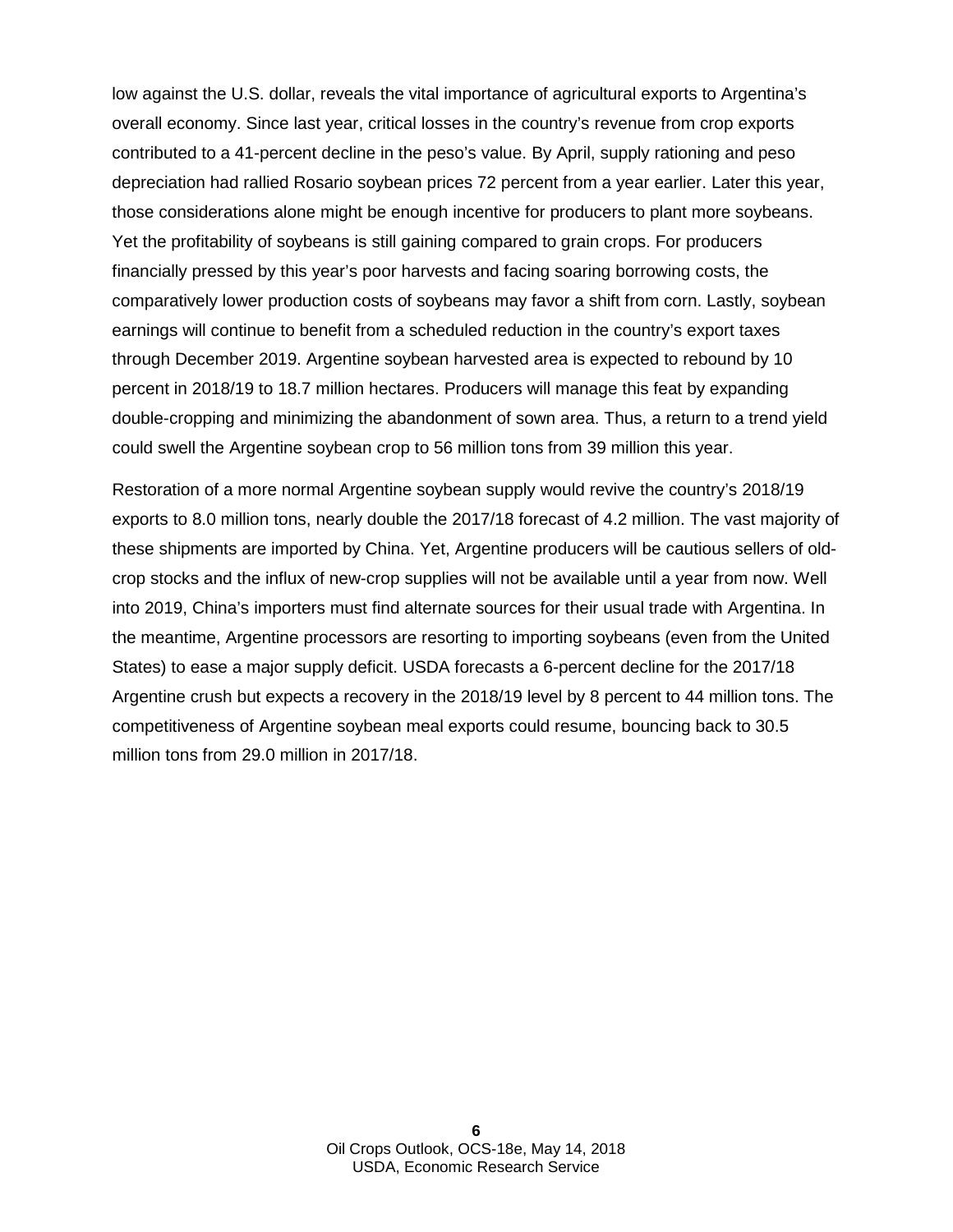low against the U.S. dollar, reveals the vital importance of agricultural exports to Argentina's overall economy. Since last year, critical losses in the country's revenue from crop exports contributed to a 41-percent decline in the peso's value. By April, supply rationing and peso depreciation had rallied Rosario soybean prices 72 percent from a year earlier. Later this year, those considerations alone might be enough incentive for producers to plant more soybeans. Yet the profitability of soybeans is still gaining compared to grain crops. For producers financially pressed by this year's poor harvests and facing soaring borrowing costs, the comparatively lower production costs of soybeans may favor a shift from corn. Lastly, soybean earnings will continue to benefit from a scheduled reduction in the country's export taxes through December 2019. Argentine soybean harvested area is expected to rebound by 10 percent in 2018/19 to 18.7 million hectares. Producers will manage this feat by expanding double-cropping and minimizing the abandonment of sown area. Thus, a return to a trend yield could swell the Argentine soybean crop to 56 million tons from 39 million this year.

Restoration of a more normal Argentine soybean supply would revive the country's 2018/19 exports to 8.0 million tons, nearly double the 2017/18 forecast of 4.2 million. The vast majority of these shipments are imported by China. Yet, Argentine producers will be cautious sellers of old-crop stocks and the influx of new-crop supplies will not be available until a year from now. Well into 2019, China's importers must find alternate sources for their usual trade with Argentina. In the meantime, Argentine processors are resorting to importing soybeans (even from the United States) to ease a major supply deficit. USDA forecasts a 6-percent decline for the 2017/18 Argentine crush but expects a recovery in the 2018/19 level by 8 percent to 44 million tons. The competitiveness of Argentine soybean meal exports could resume, bouncing back to 30.5 million tons from 29.0 million in 2017/18.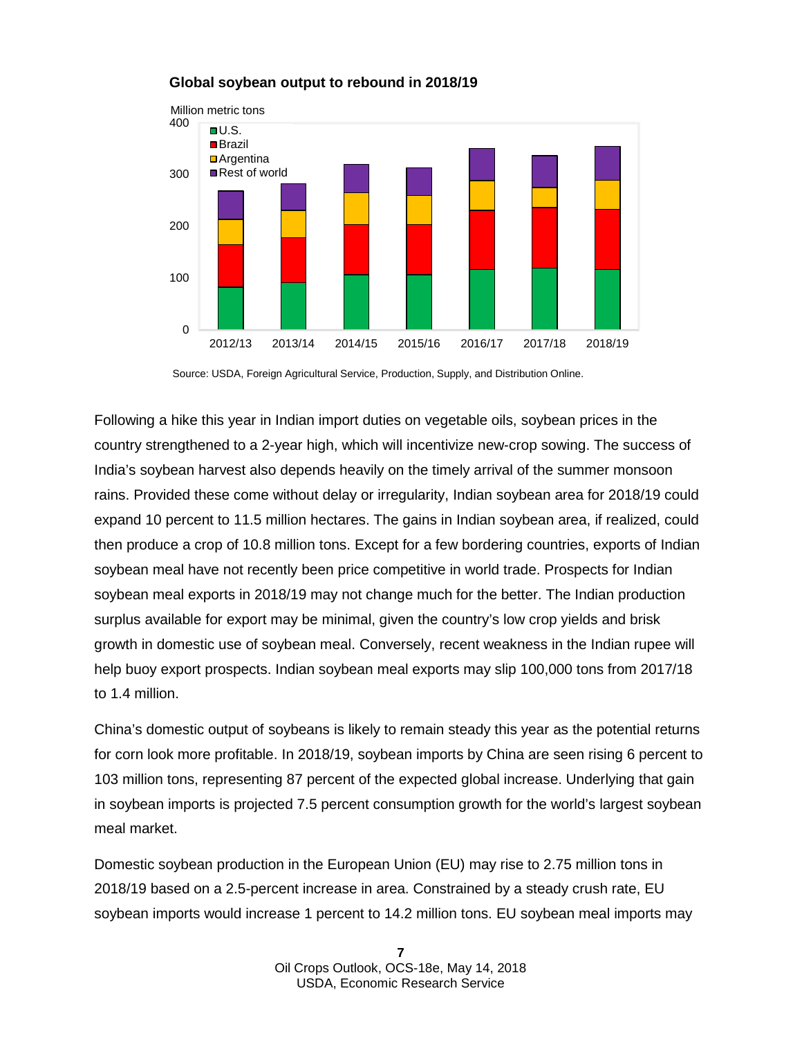**Global soybean output to rebound in 2018/19**

Source: USDA, Foreign Agricultural Service, Production, Supply, and Distribution Online.

Following a hike this year in Indian import duties on vegetable oils, soybean prices in the country strengthened to a 2-year high, which will incentivize new-crop sowing. The success of India's soybean harvest also depends heavily on the timely arrival of the summer monsoon rains. Provided these come without delay or irregularity, Indian soybean area for 2018/19 could expand 10 percent to 11.5 million hectares. The gains in Indian soybean area, if realized, could then produce a crop of 10.8 million tons. Except for a few bordering countries, exports of Indian soybean meal have not recently been price competitive in world trade. Prospects for Indian soybean meal exports in 2018/19 may not change much for the better. The Indian production surplus available for export may be minimal, given the country's low crop yields and brisk growth in domestic use of soybean meal. Conversely, recent weakness in the Indian rupee will help buoy export prospects. Indian soybean meal exports may slip 100,000 tons from 2017/18 to 1.4 million.

China's domestic output of soybeans is likely to remain steady this year as the potential returns for corn look more profitable. In 2018/19, soybean imports by China are seen rising 6 percent to 103 million tons, representing 87 percent of the expected global increase. Underlying that gain in soybean imports is projected 7.5 percent consumption growth for the world's largest soybean meal market.

Domestic soybean production in the European Union (EU) may rise to 2.75 million tons in 2018/19 based on a 2.5-percent increase in area. Constrained by a steady crush rate, EU soybean imports would increase 1 percent to 14.2 million tons. EU soybean meal imports may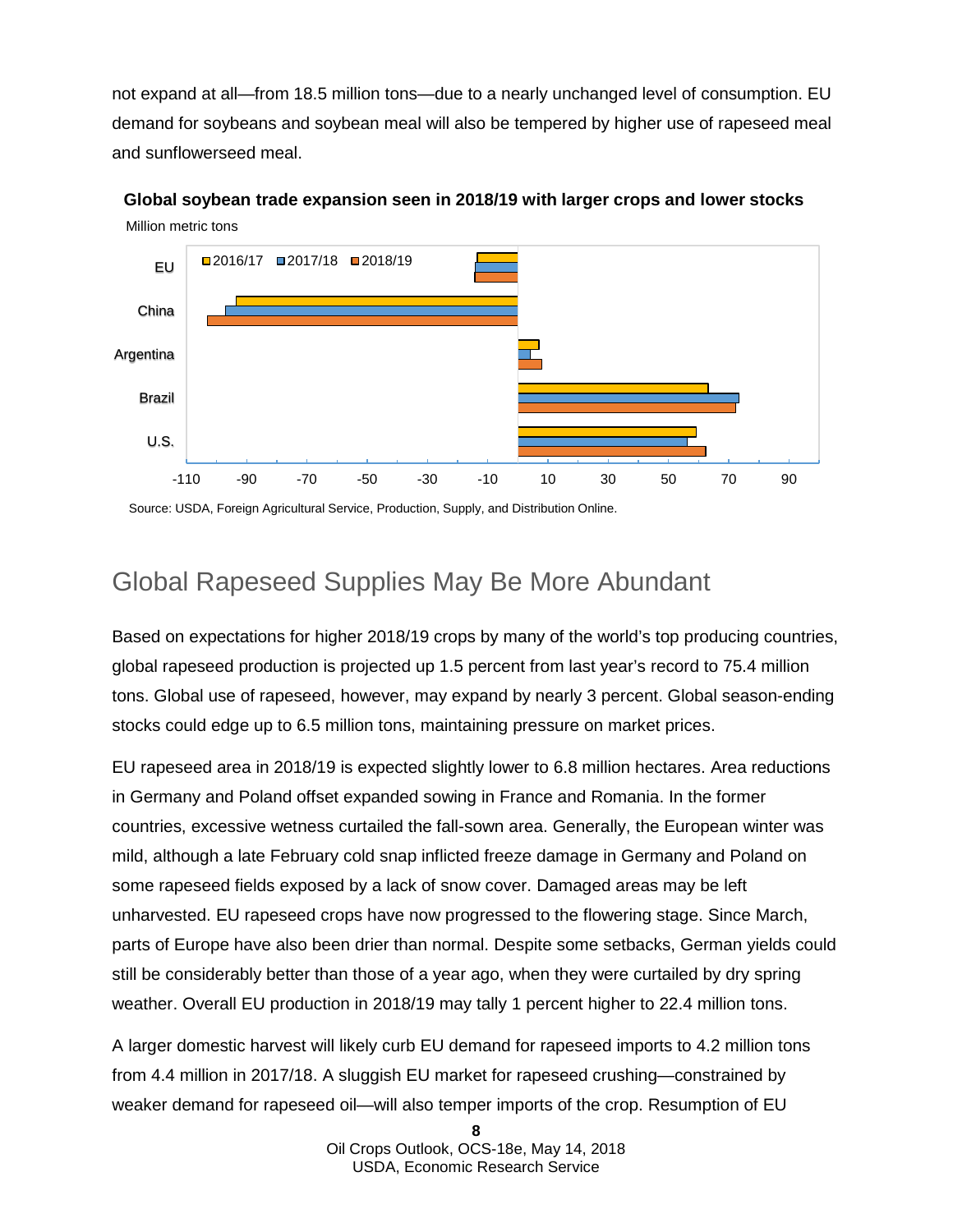not expand at all—from 18.5 million tons—due to a nearly unchanged level of consumption. EU demand for soybeans and soybean meal will also be tempered by higher use of rapeseed meal and sunflowerseed meal.

**Global soybean trade expansion seen in 2018/19 with larger crops and lower stocks**

Million metric tons

Source: USDA, Foreign Agricultural Service, Production, Supply, and Distribution Online.

## Global Rapeseed Supplies May Be More Abundant

Based on expectations for higher 2018/19 crops by many of the world's top producing countries, global rapeseed production is projected up 1.5 percent from last year's record to 75.4 million tons. Global use of rapeseed, however, may expand by nearly 3 percent. Global season-ending stocks could edge up to 6.5 million tons, maintaining pressure on market prices.

EU rapeseed area in 2018/19 is expected slightly lower to 6.8 million hectares. Area reductions in Germany and Poland offset expanded sowing in France and Romania. In the former countries, excessive wetness curtailed the fall-sown area. Generally, the European winter was mild, although a late February cold snap inflicted freeze damage in Germany and Poland on some rapeseed fields exposed by a lack of snow cover. Damaged areas may be left unharvested. EU rapeseed crops have now progressed to the flowering stage. Since March, parts of Europe have also been drier than normal. Despite some setbacks, German yields could still be considerably better than those of a year ago, when they were curtailed by dry spring weather. Overall EU production in 2018/19 may tally 1 percent higher to 22.4 million tons.

A larger domestic harvest will likely curb EU demand for rapeseed imports to 4.2 million tons from 4.4 million in 2017/18. A sluggish EU market for rapeseed crushing—constrained by weaker demand for rapeseed oil—will also temper imports of the crop. Resumption of EU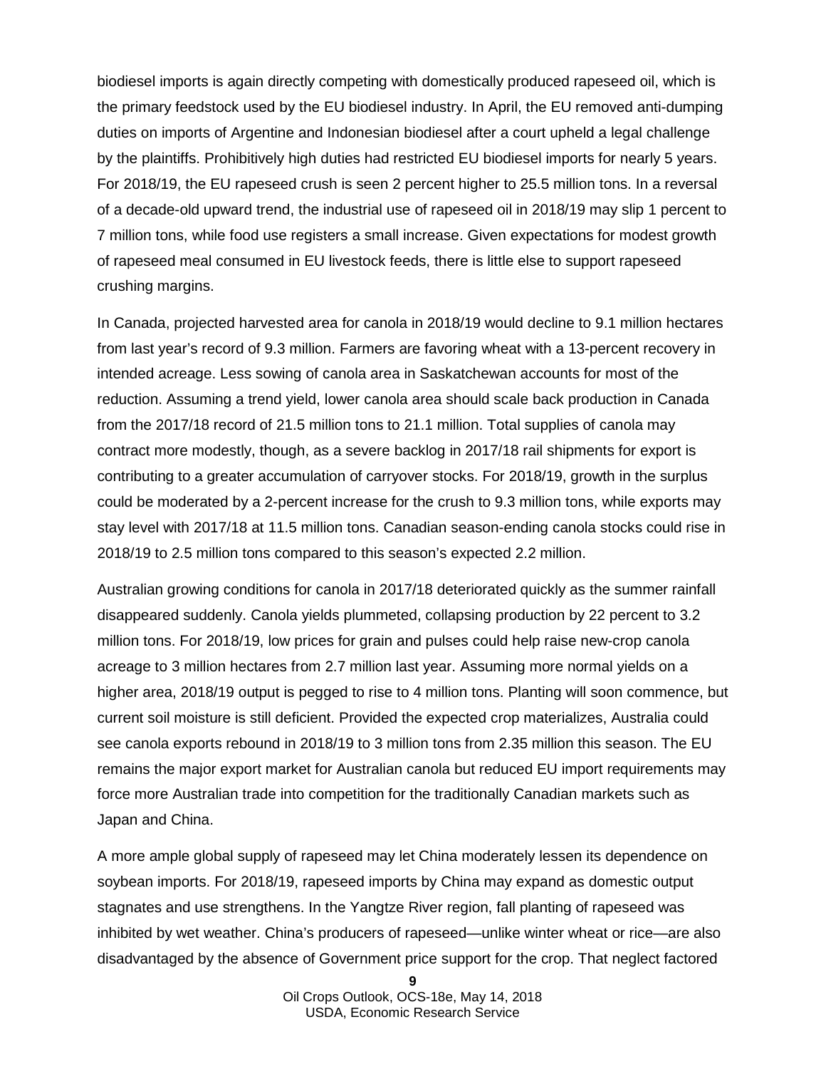biodiesel imports is again directly competing with domestically produced rapeseed oil, which is the primary feedstock used by the EU biodiesel industry. In April, the EU removed anti-dumping duties on imports of Argentine and Indonesian biodiesel after a court upheld a legal challenge by the plaintiffs. Prohibitively high duties had restricted EU biodiesel imports for nearly 5 years. For 2018/19, the EU rapeseed crush is seen 2 percent higher to 25.5 million tons. In a reversal of a decade-old upward trend, the industrial use of rapeseed oil in 2018/19 may slip 1 percent to 7 million tons, while food use registers a small increase. Given expectations for modest growth of rapeseed meal consumed in EU livestock feeds, there is little else to support rapeseed crushing margins.

In Canada, projected harvested area for canola in 2018/19 would decline to 9.1 million hectares from last year's record of 9.3 million. Farmers are favoring wheat with a 13-percent recovery in intended acreage. Less sowing of canola area in Saskatchewan accounts for most of the reduction. Assuming a trend yield, lower canola area should scale back production in Canada from the 2017/18 record of 21.5 million tons to 21.1 million. Total supplies of canola may contract more modestly, though, as a severe backlog in 2017/18 rail shipments for export is contributing to a greater accumulation of carryover stocks. For 2018/19, growth in the surplus could be moderated by a 2-percent increase for the crush to 9.3 million tons, while exports may stay level with 2017/18 at 11.5 million tons. Canadian season-ending canola stocks could rise in 2018/19 to 2.5 million tons compared to this season's expected 2.2 million.

Australian growing conditions for canola in 2017/18 deteriorated quickly as the summer rainfall disappeared suddenly. Canola yields plummeted, collapsing production by 22 percent to 3.2 million tons. For 2018/19, low prices for grain and pulses could help raise new-crop canola acreage to 3 million hectares from 2.7 million last year. Assuming more normal yields on a higher area, 2018/19 output is pegged to rise to 4 million tons. Planting will soon commence, but current soil moisture is still deficient. Provided the expected crop materializes, Australia could see canola exports rebound in 2018/19 to 3 million tons from 2.35 million this season. The EU remains the major export market for Australian canola but reduced EU import requirements may force more Australian trade into competition for the traditionally Canadian markets such as Japan and China.

A more ample global supply of rapeseed may let China moderately lessen its dependence on soybean imports. For 2018/19, rapeseed imports by China may expand as domestic output stagnates and use strengthens. In the Yangtze River region, fall planting of rapeseed was inhibited by wet weather. China's producers of rapeseed—unlike winter wheat or rice—are also disadvantaged by the absence of Government price support for the crop. That neglect factored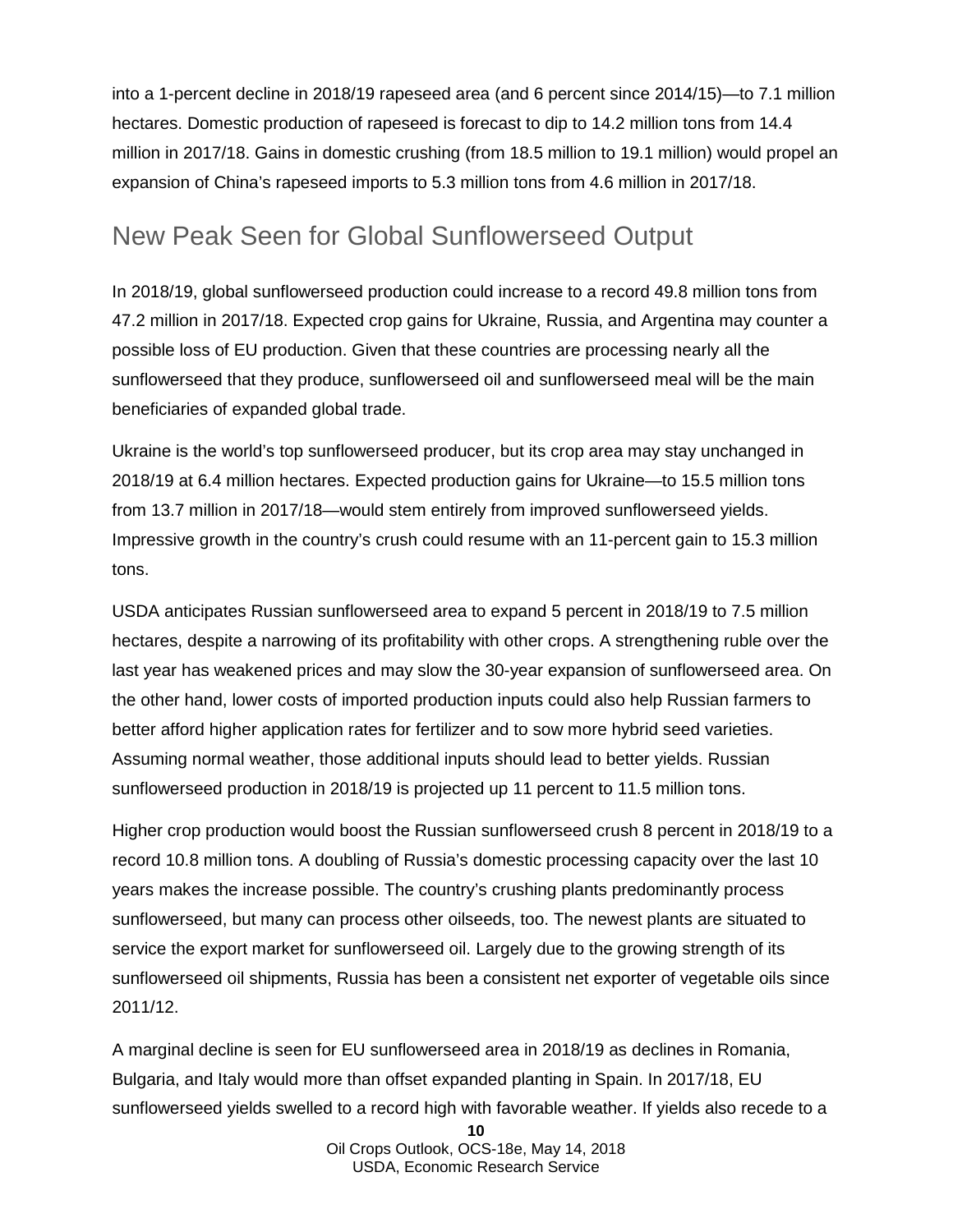into a 1-percent decline in 2018/19 rapeseed area (and 6 percent since 2014/15)—to 7.1 million hectares. Domestic production of rapeseed is forecast to dip to 14.2 million tons from 14.4 million in 2017/18. Gains in domestic crushing (from 18.5 million to 19.1 million) would propel an expansion of China's rapeseed imports to 5.3 million tons from 4.6 million in 2017/18.

## New Peak Seen for Global Sunflowerseed Output

In 2018/19, global sunflowerseed production could increase to a record 49.8 million tons from 47.2 million in 2017/18. Expected crop gains for Ukraine, Russia, and Argentina may counter a possible loss of EU production. Given that these countries are processing nearly all the sunflowerseed that they produce, sunflowerseed oil and sunflowerseed meal will be the main beneficiaries of expanded global trade.

Ukraine is the world's top sunflowerseed producer, but its crop area may stay unchanged in 2018/19 at 6.4 million hectares. Expected production gains for Ukraine—to 15.5 million tons from 13.7 million in 2017/18—would stem entirely from improved sunflowerseed yields. Impressive growth in the country's crush could resume with an 11-percent gain to 15.3 million tons.

USDA anticipates Russian sunflowerseed area to expand 5 percent in 2018/19 to 7.5 million hectares, despite a narrowing of its profitability with other crops. A strengthening ruble over the last year has weakened prices and may slow the 30-year expansion of sunflowerseed area. On the other hand, lower costs of imported production inputs could also help Russian farmers to better afford higher application rates for fertilizer and to sow more hybrid seed varieties. Assuming normal weather, those additional inputs should lead to better yields. Russian sunflowerseed production in 2018/19 is projected up 11 percent to 11.5 million tons.

Higher crop production would boost the Russian sunflowerseed crush 8 percent in 2018/19 to a record 10.8 million tons. A doubling of Russia's domestic processing capacity over the last 10 years makes the increase possible. The country's crushing plants predominantly process sunflowerseed, but many can process other oilseeds, too. The newest plants are situated to service the export market for sunflowerseed oil. Largely due to the growing strength of its sunflowerseed oil shipments, Russia has been a consistent net exporter of vegetable oils since 2011/12.

A marginal decline is seen for EU sunflowerseed area in 2018/19 as declines in Romania, Bulgaria, and Italy would more than offset expanded planting in Spain. In 2017/18, EU sunflowerseed yields swelled to a record high with favorable weather. If yields also recede to a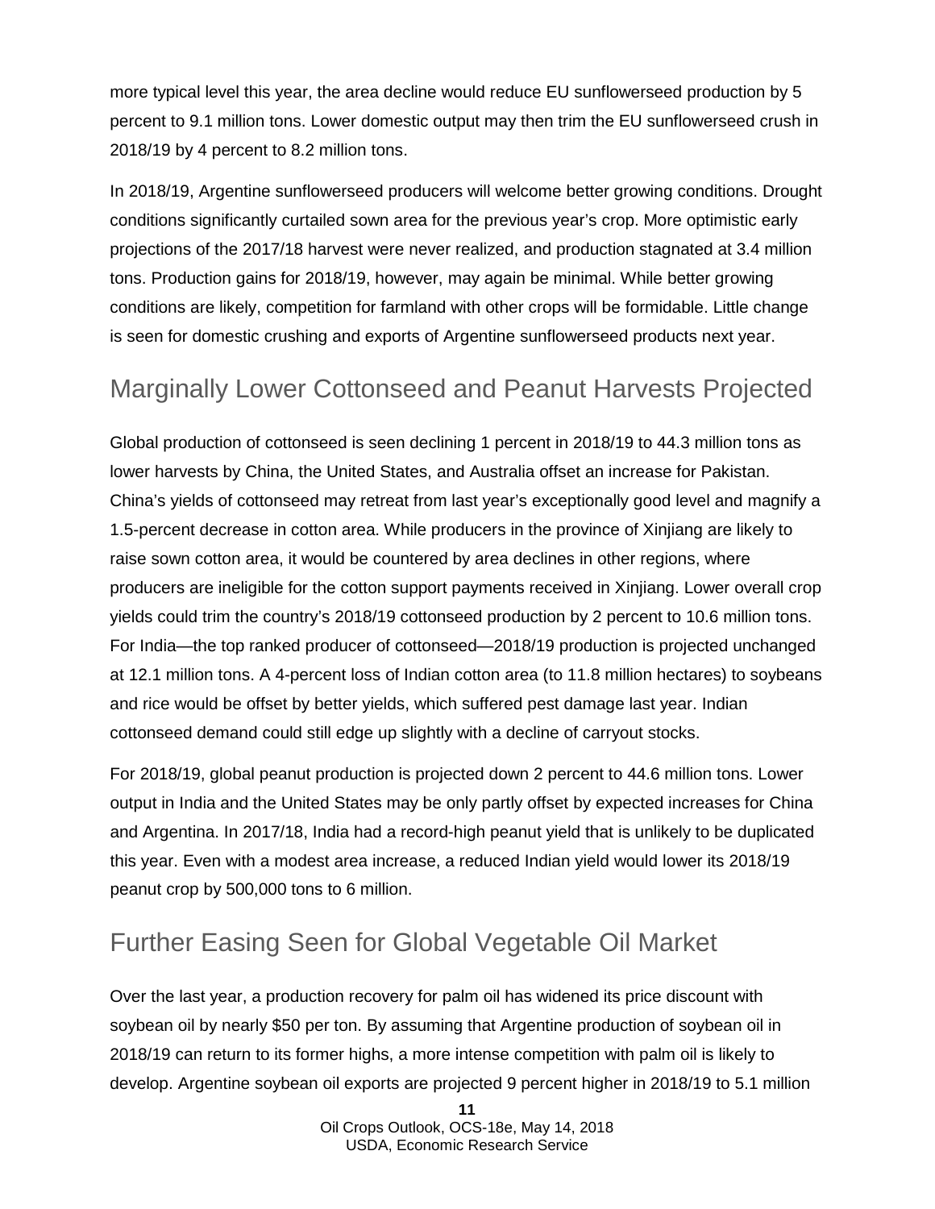more typical level this year, the area decline would reduce EU sunflowerseed production by 5 percent to 9.1 million tons. Lower domestic output may then trim the EU sunflowerseed crush in 2018/19 by 4 percent to 8.2 million tons.

In 2018/19, Argentine sunflowerseed producers will welcome better growing conditions. Drought conditions significantly curtailed sown area for the previous year's crop. More optimistic early projections of the 2017/18 harvest were never realized, and production stagnated at 3.4 million tons. Production gains for 2018/19, however, may again be minimal. While better growing conditions are likely, competition for farmland with other crops will be formidable. Little change is seen for domestic crushing and exports of Argentine sunflowerseed products next year.

## Marginally Lower Cottonseed and Peanut Harvests Projected

Global production of cottonseed is seen declining 1 percent in 2018/19 to 44.3 million tons as lower harvests by China, the United States, and Australia offset an increase for Pakistan. China's yields of cottonseed may retreat from last year's exceptionally good level and magnify a 1.5-percent decrease in cotton area. While producers in the province of Xinjiang are likely to raise sown cotton area, it would be countered by area declines in other regions, where producers are ineligible for the cotton support payments received in Xinjiang. Lower overall crop yields could trim the country's 2018/19 cottonseed production by 2 percent to 10.6 million tons. For India—the top ranked producer of cottonseed—2018/19 production is projected unchanged at 12.1 million tons. A 4-percent loss of Indian cotton area (to 11.8 million hectares) to soybeans and rice would be offset by better yields, which suffered pest damage last year. Indian cottonseed demand could still edge up slightly with a decline of carryout stocks.

For 2018/19, global peanut production is projected down 2 percent to 44.6 million tons. Lower output in India and the United States may be only partly offset by expected increases for China and Argentina. In 2017/18, India had a record-high peanut yield that is unlikely to be duplicated this year. Even with a modest area increase, a reduced Indian yield would lower its 2018/19 peanut crop by 500,000 tons to 6 million.

## Further Easing Seen for Global Vegetable Oil Market

Over the last year, a production recovery for palm oil has widened its price discount with soybean oil by nearly $50 per ton. By assuming that Argentine production of soybean oil in 2018/19 can return to its former highs, a more intense competition with palm oil is likely to develop. Argentine soybean oil exports are projected 9 percent higher in 2018/19 to 5.1 million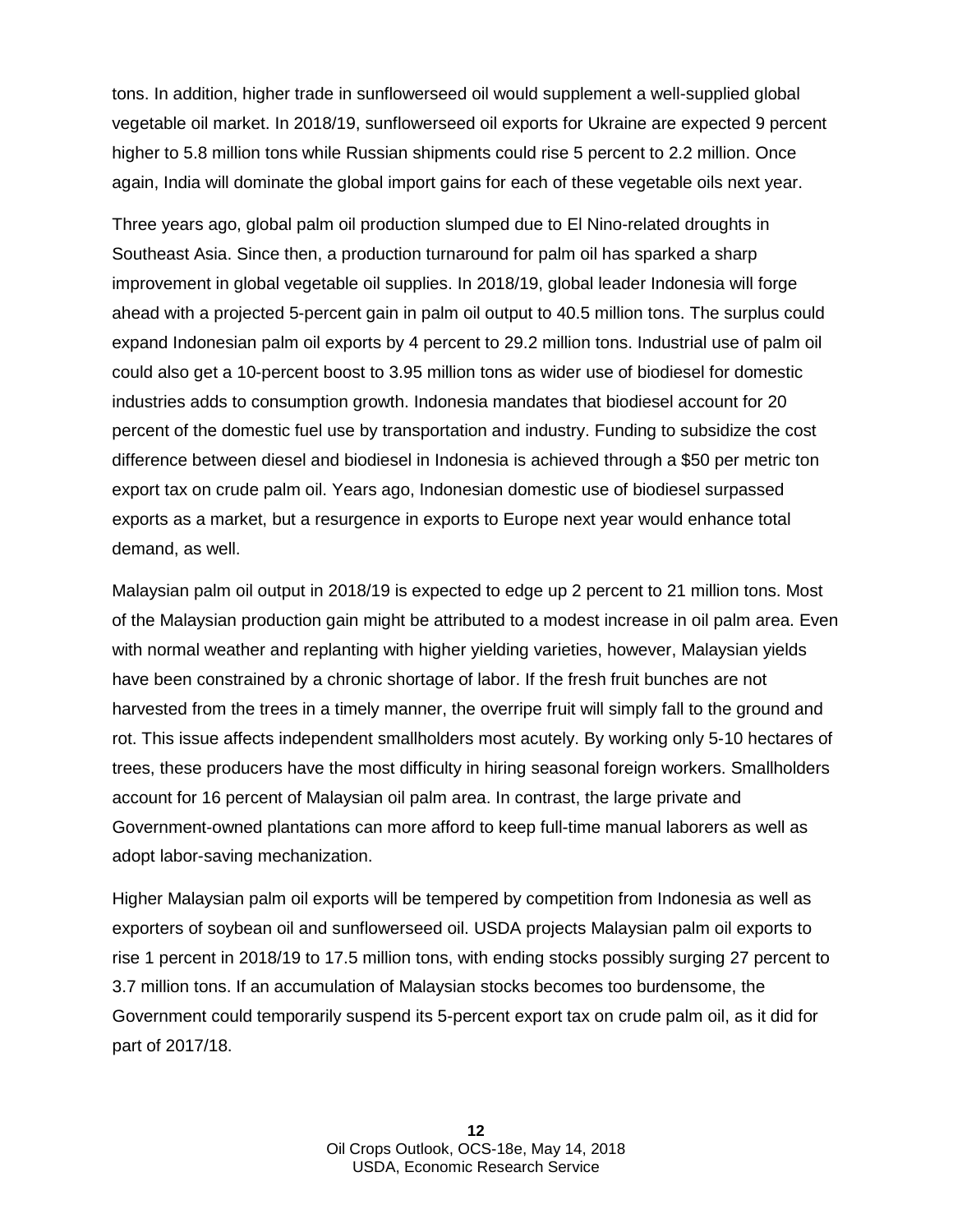tons. In addition, higher trade in sunflowerseed oil would supplement a well-supplied global vegetable oil market. In 2018/19, sunflowerseed oil exports for Ukraine are expected 9 percent higher to 5.8 million tons while Russian shipments could rise 5 percent to 2.2 million. Once again, India will dominate the global import gains for each of these vegetable oils next year.

Three years ago, global palm oil production slumped due to El Nino-related droughts in Southeast Asia. Since then, a production turnaround for palm oil has sparked a sharp improvement in global vegetable oil supplies. In 2018/19, global leader Indonesia will forge ahead with a projected 5-percent gain in palm oil output to 40.5 million tons. The surplus could expand Indonesian palm oil exports by 4 percent to 29.2 million tons. Industrial use of palm oil could also get a 10-percent boost to 3.95 million tons as wider use of biodiesel for domestic industries adds to consumption growth. Indonesia mandates that biodiesel account for 20 percent of the domestic fuel use by transportation and industry. Funding to subsidize the cost difference between diesel and biodiesel in Indonesia is achieved through a $50 per metric ton export tax on crude palm oil. Years ago, Indonesian domestic use of biodiesel surpassed exports as a market, but a resurgence in exports to Europe next year would enhance total demand, as well.

Malaysian palm oil output in 2018/19 is expected to edge up 2 percent to 21 million tons. Most of the Malaysian production gain might be attributed to a modest increase in oil palm area. Even with normal weather and replanting with higher yielding varieties, however, Malaysian yields have been constrained by a chronic shortage of labor. If the fresh fruit bunches are not harvested from the trees in a timely manner, the overripe fruit will simply fall to the ground and rot. This issue affects independent smallholders most acutely. By working only 5-10 hectares of trees, these producers have the most difficulty in hiring seasonal foreign workers. Smallholders account for 16 percent of Malaysian oil palm area. In contrast, the large private and Government-owned plantations can more afford to keep full-time manual laborers as well as adopt labor-saving mechanization.

Higher Malaysian palm oil exports will be tempered by competition from Indonesia as well as exporters of soybean oil and sunflowerseed oil. USDA projects Malaysian palm oil exports to rise 1 percent in 2018/19 to 17.5 million tons, with ending stocks possibly surging 27 percent to 3.7 million tons. If an accumulation of Malaysian stocks becomes too burdensome, the Government could temporarily suspend its 5-percent export tax on crude palm oil, as it did for part of 2017/18.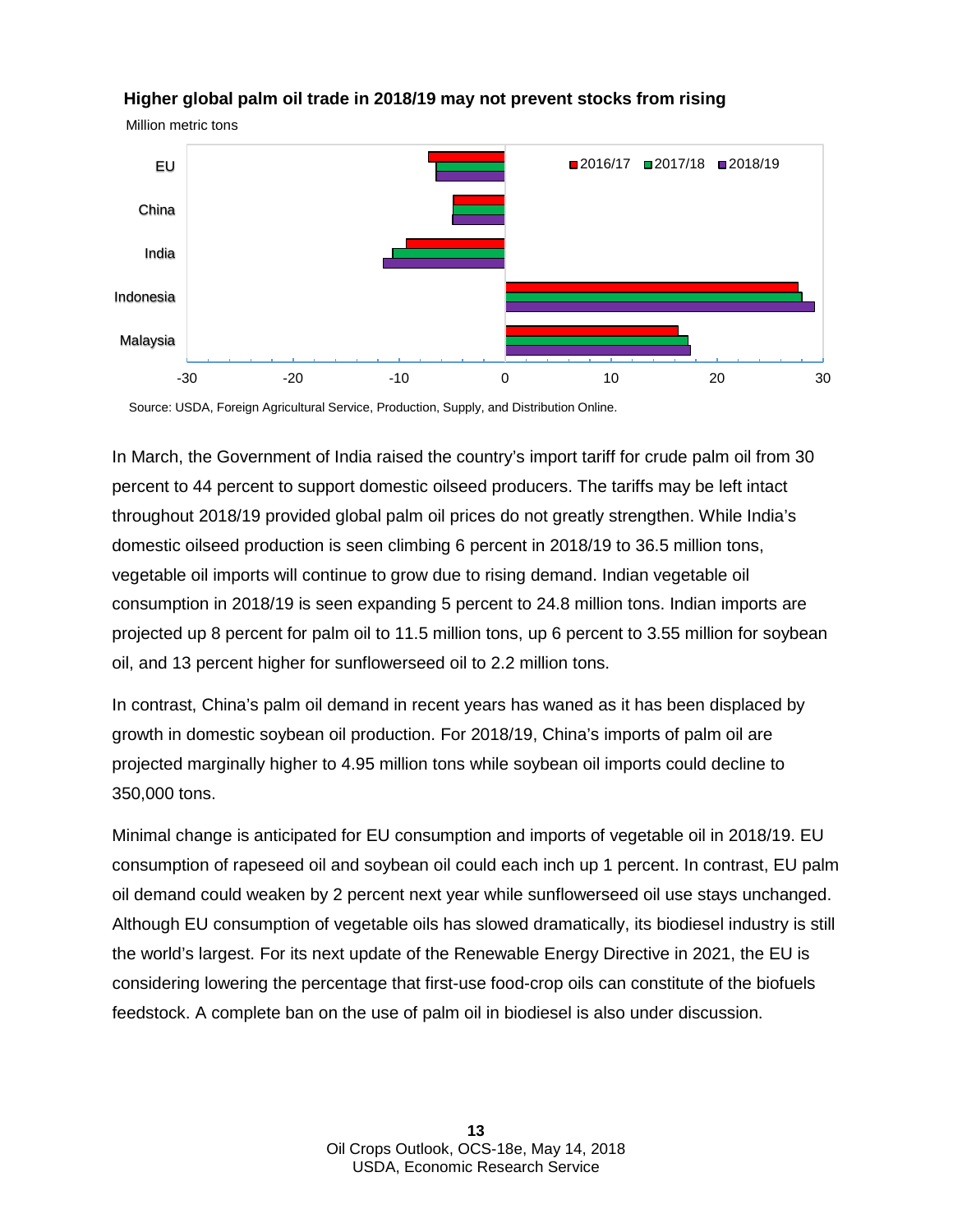**Higher global palm oil trade in 2018/19 may not prevent stocks from rising**

Million metric tons

Source: USDA, Foreign Agricultural Service, Production, Supply, and Distribution Online.

In March, the Government of India raised the country's import tariff for crude palm oil from 30 percent to 44 percent to support domestic oilseed producers. The tariffs may be left intact throughout 2018/19 provided global palm oil prices do not greatly strengthen. While India's domestic oilseed production is seen climbing 6 percent in 2018/19 to 36.5 million tons, vegetable oil imports will continue to grow due to rising demand. Indian vegetable oil consumption in 2018/19 is seen expanding 5 percent to 24.8 million tons. Indian imports are projected up 8 percent for palm oil to 11.5 million tons, up 6 percent to 3.55 million for soybean oil, and 13 percent higher for sunflowerseed oil to 2.2 million tons.

In contrast, China's palm oil demand in recent years has waned as it has been displaced by growth in domestic soybean oil production. For 2018/19, China's imports of palm oil are projected marginally higher to 4.95 million tons while soybean oil imports could decline to 350,000 tons.

Minimal change is anticipated for EU consumption and imports of vegetable oil in 2018/19. EU consumption of rapeseed oil and soybean oil could each inch up 1 percent. In contrast, EU palm oil demand could weaken by 2 percent next year while sunflowerseed oil use stays unchanged. Although EU consumption of vegetable oils has slowed dramatically, its biodiesel industry is still the world's largest. For its next update of the Renewable Energy Directive in 2021, the EU is considering lowering the percentage that first-use food-crop oils can constitute of the biofuels feedstock. A complete ban on the use of palm oil in biodiesel is also under discussion.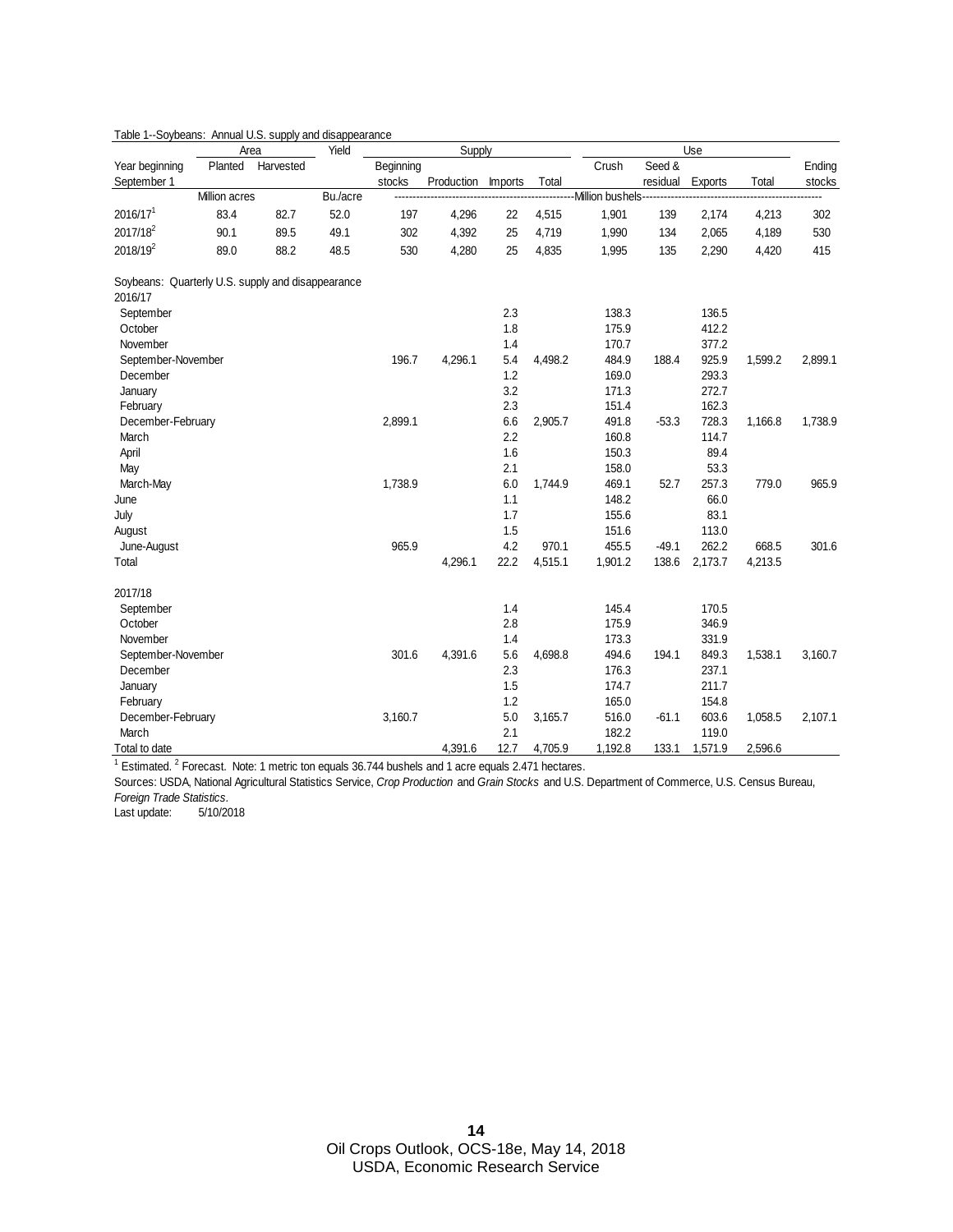Table 1--Soybeans: Annual U.S. supply and disappearance

| Year beginning September 1 | Area: Planted | Area: Harvested | Yield | Supply: Beginning stocks | Supply: Production | Supply: Imports | Supply: Total | Use: Crush | Use: Seed & residual | Use: Exports | Use: Total | Ending stocks |
|---|---|---|---|---|---|---|---|---|---|---|---|---|
| | Million acres | | Bu./acre | Million bushels | | | | | | | | |
| 2016/17[1] | 83.4 | 82.7 | 52.0 | 197 | 4,296 | 22 | 4,515 | 1,901 | 139 | 2,174 | 4,213 | 302 |
| 2017/18[2] | 90.1 | 89.5 | 49.1 | 302 | 4,392 | 25 | 4,719 | 1,990 | 134 | 2,065 | 4,189 | 530 |
| 2018/19[2] | 89.0 | 88.2 | 48.5 | 530 | 4,280 | 25 | 4,835 | 1,995 | 135 | 2,290 | 4,420 | 415 |

Soybeans: Quarterly U.S. supply and disappearance

| | Beginning stocks | Production | Imports | Total | Crush | Seed & residual | Exports | Total | Ending stocks |
|---|---|---|---|---|---|---|---|---|---|
| **2016/17** | | | | | | | | | |
| September | | | 2.3 | | 138.3 | | 136.5 | | |
| October | | | 1.8 | | 175.9 | | 412.2 | | |
| November | | | 1.4 | | 170.7 | | 377.2 | | |
| September-November | 196.7 | 4,296.1 | 5.4 | 4,498.2 | 484.9 | 188.4 | 925.9 | 1,599.2 | 2,899.1 |
| December | | | 1.2 | | 169.0 | | 293.3 | | |
| January | | | 3.2 | | 171.3 | | 272.7 | | |
| February | | | 2.3 | | 151.4 | | 162.3 | | |
| December-February | 2,899.1 | | 6.6 | 2,905.7 | 491.8 | -53.3 | 728.3 | 1,166.8 | 1,738.9 |
| March | | | 2.2 | | 160.8 | | 114.7 | | |
| April | | | 1.6 | | 150.3 | | 89.4 | | |
| May | | | 2.1 | | 158.0 | | 53.3 | | |
| March-May | 1,738.9 | | 6.0 | 1,744.9 | 469.1 | 52.7 | 257.3 | 779.0 | 965.9 |
| June | | | 1.1 | | 148.2 | | 66.0 | | |
| July | | | 1.7 | | 155.6 | | 83.1 | | |
| August | | | 1.5 | | 151.6 | | 113.0 | | |
| June-August | 965.9 | | 4.2 | 970.1 | 455.5 | -49.1 | 262.2 | 668.5 | 301.6 |
| Total | | 4,296.1 | 22.2 | 4,515.1 | 1,901.2 | 138.6 | 2,173.7 | 4,213.5 | |
| **2017/18** | | | | | | | | | |
| September | | | 1.4 | | 145.4 | | 170.5 | | |
| October | | | 2.8 | | 175.9 | | 346.9 | | |
| November | | | 1.4 | | 173.3 | | 331.9 | | |
| September-November | 301.6 | 4,391.6 | 5.6 | 4,698.8 | 494.6 | 194.1 | 849.3 | 1,538.1 | 3,160.7 |
| December | | | 2.3 | | 176.3 | | 237.1 | | |
| January | | | 1.5 | | 174.7 | | 211.7 | | |
| February | | | 1.2 | | 165.0 | | 154.8 | | |
| December-February | 3,160.7 | | 5.0 | 3,165.7 | 516.0 | -61.1 | 603.6 | 1,058.5 | 2,107.1 |
| March | | | 2.1 | | 182.2 | | 119.0 | | |
| Total to date | | 4,391.6 | 12.7 | 4,705.9 | 1,192.8 | 133.1 | 1,571.9 | 2,596.6 | |

[1] Estimated. [2] Forecast. Note: 1 metric ton equals 36.744 bushels and 1 acre equals 2.471 hectares.

Sources: USDA, National Agricultural Statistics Service, *Crop Production* and *Grain Stocks* and U.S. Department of Commerce, U.S. Census Bureau, *Foreign Trade Statistics*.

Last update: 5/10/2018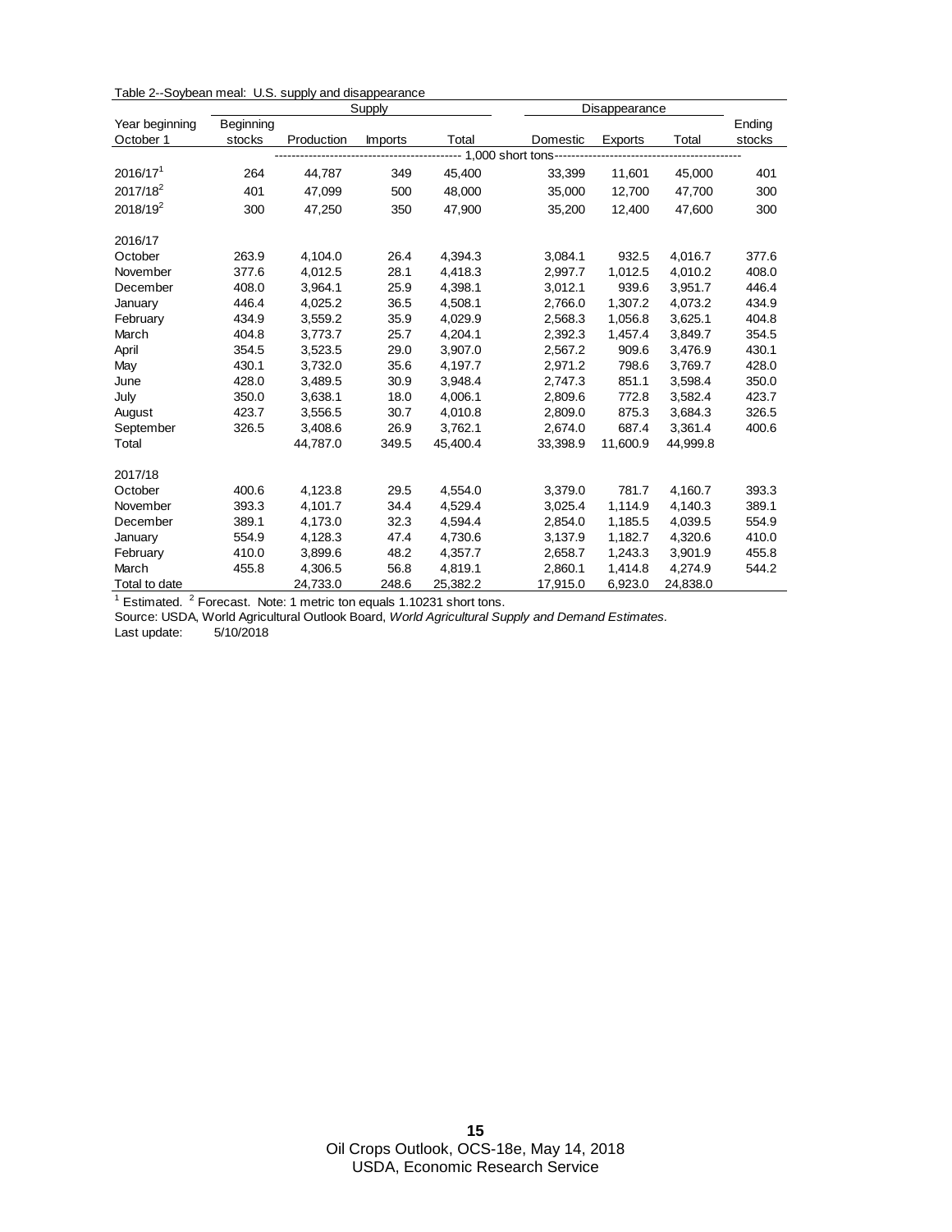Table 2--Soybean meal: U.S. supply and disappearance

| Year beginning October 1 | Supply | | | | Disappearance | | | Ending stocks |
|---|---|---|---|---|---|---|---|---|
| | Beginning stocks | Production | Imports | Total | Domestic | Exports | Total | |
| | 1,000 short tons | | | | | | | |
| 2016/17[1] | 264 | 44,787 | 349 | 45,400 | 33,399 | 11,601 | 45,000 | 401 |
| 2017/18[2] | 401 | 47,099 | 500 | 48,000 | 35,000 | 12,700 | 47,700 | 300 |
| 2018/19[2] | 300 | 47,250 | 350 | 47,900 | 35,200 | 12,400 | 47,600 | 300 |
| 2016/17 | | | | | | | | |
| October | 263.9 | 4,104.0 | 26.4 | 4,394.3 | 3,084.1 | 932.5 | 4,016.7 | 377.6 |
| November | 377.6 | 4,012.5 | 28.1 | 4,418.3 | 2,997.7 | 1,012.5 | 4,010.2 | 408.0 |
| December | 408.0 | 3,964.1 | 25.9 | 4,398.1 | 3,012.1 | 939.6 | 3,951.7 | 446.4 |
| January | 446.4 | 4,025.2 | 36.5 | 4,508.1 | 2,766.0 | 1,307.2 | 4,073.2 | 434.9 |
| February | 434.9 | 3,559.2 | 35.9 | 4,029.9 | 2,568.3 | 1,056.8 | 3,625.1 | 404.8 |
| March | 404.8 | 3,773.7 | 25.7 | 4,204.1 | 2,392.3 | 1,457.4 | 3,849.7 | 354.5 |
| April | 354.5 | 3,523.5 | 29.0 | 3,907.0 | 2,567.2 | 909.6 | 3,476.9 | 430.1 |
| May | 430.1 | 3,732.0 | 35.6 | 4,197.7 | 2,971.2 | 798.6 | 3,769.7 | 428.0 |
| June | 428.0 | 3,489.5 | 30.9 | 3,948.4 | 2,747.3 | 851.1 | 3,598.4 | 350.0 |
| July | 350.0 | 3,638.1 | 18.0 | 4,006.1 | 2,809.6 | 772.8 | 3,582.4 | 423.7 |
| August | 423.7 | 3,556.5 | 30.7 | 4,010.8 | 2,809.0 | 875.3 | 3,684.3 | 326.5 |
| September | 326.5 | 3,408.6 | 26.9 | 3,762.1 | 2,674.0 | 687.4 | 3,361.4 | 400.6 |
| Total | | 44,787.0 | 349.5 | 45,400.4 | 33,398.9 | 11,600.9 | 44,999.8 | |
| 2017/18 | | | | | | | | |
| October | 400.6 | 4,123.8 | 29.5 | 4,554.0 | 3,379.0 | 781.7 | 4,160.7 | 393.3 |
| November | 393.3 | 4,101.7 | 34.4 | 4,529.4 | 3,025.4 | 1,114.9 | 4,140.3 | 389.1 |
| December | 389.1 | 4,173.0 | 32.3 | 4,594.4 | 2,854.0 | 1,185.5 | 4,039.5 | 554.9 |
| January | 554.9 | 4,128.3 | 47.4 | 4,730.6 | 3,137.9 | 1,182.7 | 4,320.6 | 410.0 |
| February | 410.0 | 3,899.6 | 48.2 | 4,357.7 | 2,658.7 | 1,243.3 | 3,901.9 | 455.8 |
| March | 455.8 | 4,306.5 | 56.8 | 4,819.1 | 2,860.1 | 1,414.8 | 4,274.9 | 544.2 |
| Total to date | | 24,733.0 | 248.6 | 25,382.2 | 17,915.0 | 6,923.0 | 24,838.0 | |

[1] Estimated. [2] Forecast. Note: 1 metric ton equals 1.10231 short tons.

Source: USDA, World Agricultural Outlook Board, *World Agricultural Supply and Demand Estimates*.

Last update: 5/10/2018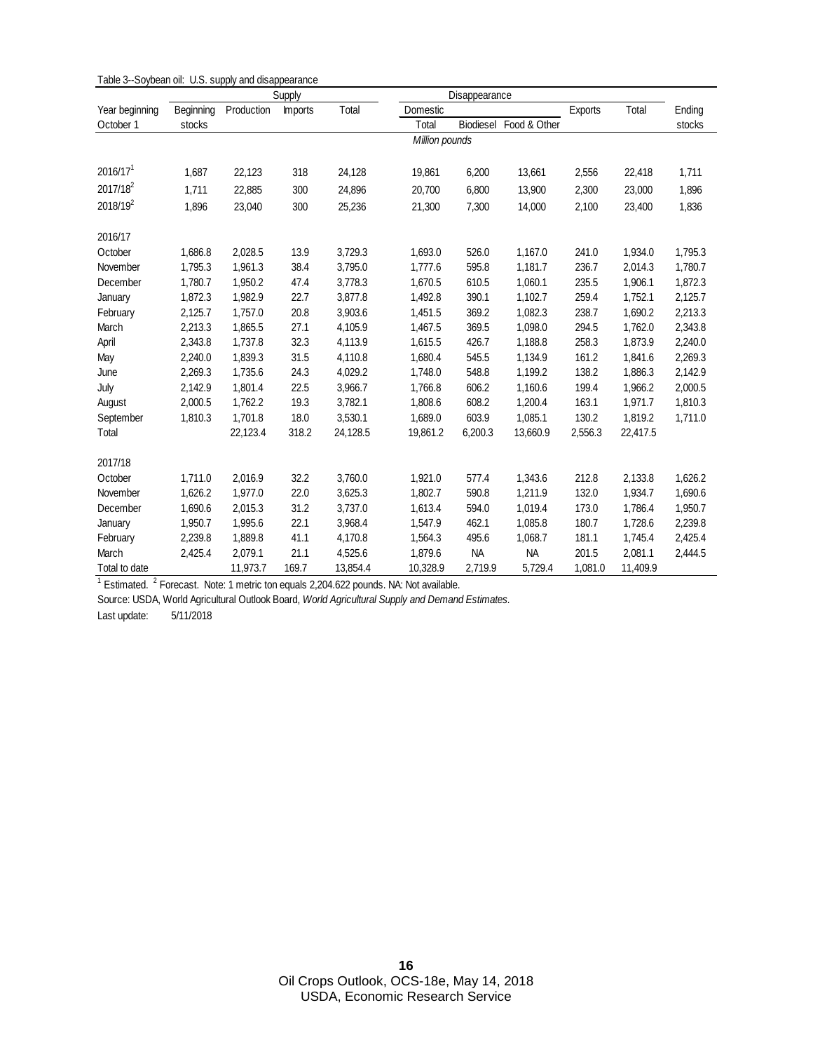Table 3--Soybean oil: U.S. supply and disappearance

| Year beginning October 1 | Supply | | | | Disappearance | | | | | Ending stocks |
|---|---|---|---|---|---|---|---|---|---|---|
| | Beginning stocks | Production | Imports | Total | Domestic Total | Biodiesel | Food & Other | Exports | Total | |
| | *Million pounds* | | | | | | | | | |
| 2016/17[1] | 1,687 | 22,123 | 318 | 24,128 | 19,861 | 6,200 | 13,661 | 2,556 | 22,418 | 1,711 |
| 2017/18[2] | 1,711 | 22,885 | 300 | 24,896 | 20,700 | 6,800 | 13,900 | 2,300 | 23,000 | 1,896 |
| 2018/19[2] | 1,896 | 23,040 | 300 | 25,236 | 21,300 | 7,300 | 14,000 | 2,100 | 23,400 | 1,836 |
| 2016/17 | | | | | | | | | | |
| October | 1,686.8 | 2,028.5 | 13.9 | 3,729.3 | 1,693.0 | 526.0 | 1,167.0 | 241.0 | 1,934.0 | 1,795.3 |
| November | 1,795.3 | 1,961.3 | 38.4 | 3,795.0 | 1,777.6 | 595.8 | 1,181.7 | 236.7 | 2,014.3 | 1,780.7 |
| December | 1,780.7 | 1,950.2 | 47.4 | 3,778.3 | 1,670.5 | 610.5 | 1,060.1 | 235.5 | 1,906.1 | 1,872.3 |
| January | 1,872.3 | 1,982.9 | 22.7 | 3,877.8 | 1,492.8 | 390.1 | 1,102.7 | 259.4 | 1,752.1 | 2,125.7 |
| February | 2,125.7 | 1,757.0 | 20.8 | 3,903.6 | 1,451.5 | 369.2 | 1,082.3 | 238.7 | 1,690.2 | 2,213.3 |
| March | 2,213.3 | 1,865.5 | 27.1 | 4,105.9 | 1,467.5 | 369.5 | 1,098.0 | 294.5 | 1,762.0 | 2,343.8 |
| April | 2,343.8 | 1,737.8 | 32.3 | 4,113.9 | 1,615.5 | 426.7 | 1,188.8 | 258.3 | 1,873.9 | 2,240.0 |
| May | 2,240.0 | 1,839.3 | 31.5 | 4,110.8 | 1,680.4 | 545.5 | 1,134.9 | 161.2 | 1,841.6 | 2,269.3 |
| June | 2,269.3 | 1,735.6 | 24.3 | 4,029.2 | 1,748.0 | 548.8 | 1,199.2 | 138.2 | 1,886.3 | 2,142.9 |
| July | 2,142.9 | 1,801.4 | 22.5 | 3,966.7 | 1,766.8 | 606.2 | 1,160.6 | 199.4 | 1,966.2 | 2,000.5 |
| August | 2,000.5 | 1,762.2 | 19.3 | 3,782.1 | 1,808.6 | 608.2 | 1,200.4 | 163.1 | 1,971.7 | 1,810.3 |
| September | 1,810.3 | 1,701.8 | 18.0 | 3,530.1 | 1,689.0 | 603.9 | 1,085.1 | 130.2 | 1,819.2 | 1,711.0 |
| Total | | 22,123.4 | 318.2 | 24,128.5 | 19,861.2 | 6,200.3 | 13,660.9 | 2,556.3 | 22,417.5 | |
| 2017/18 | | | | | | | | | | |
| October | 1,711.0 | 2,016.9 | 32.2 | 3,760.0 | 1,921.0 | 577.4 | 1,343.6 | 212.8 | 2,133.8 | 1,626.2 |
| November | 1,626.2 | 1,977.0 | 22.0 | 3,625.3 | 1,802.7 | 590.8 | 1,211.9 | 132.0 | 1,934.7 | 1,690.6 |
| December | 1,690.6 | 2,015.3 | 31.2 | 3,737.0 | 1,613.4 | 594.0 | 1,019.4 | 173.0 | 1,786.4 | 1,950.7 |
| January | 1,950.7 | 1,995.6 | 22.1 | 3,968.4 | 1,547.9 | 462.1 | 1,085.8 | 180.7 | 1,728.6 | 2,239.8 |
| February | 2,239.8 | 1,889.8 | 41.1 | 4,170.8 | 1,564.3 | 495.6 | 1,068.7 | 181.1 | 1,745.4 | 2,425.4 |
| March | 2,425.4 | 2,079.1 | 21.1 | 4,525.6 | 1,879.6 | NA | NA | 201.5 | 2,081.1 | 2,444.5 |
| Total to date | | 11,973.7 | 169.7 | 13,854.4 | 10,328.9 | 2,719.9 | 5,729.4 | 1,081.0 | 11,409.9 | |

[1] Estimated. [2] Forecast. Note: 1 metric ton equals 2,204.622 pounds. NA: Not available.

Source: USDA, World Agricultural Outlook Board, *World Agricultural Supply and Demand Estimates.*

Last update: 5/11/2018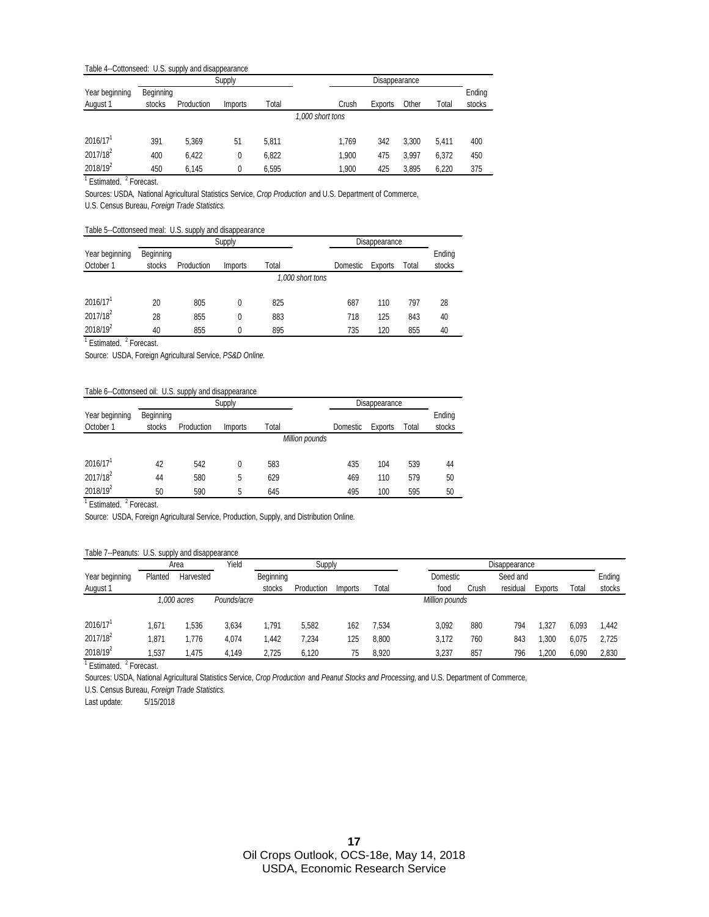Table 4--Cottonseed: U.S. supply and disappearance

| Year beginning August 1 | Supply | | | | Disappearance | | | | Ending stocks |
|---|---|---|---|---|---|---|---|---|---|
| | Beginning stocks | Production | Imports | Total | Crush | Exports | Other | Total | |
| | *1,000 short tons* | | | | | | | | |
| 2016/17[1] | 391 | 5,369 | 51 | 5,811 | 1,769 | 342 | 3,300 | 5,411 | 400 |
| 2017/18[2] | 400 | 6,422 | 0 | 6,822 | 1,900 | 475 | 3,997 | 6,372 | 450 |
| 2018/19[2] | 450 | 6,145 | 0 | 6,595 | 1,900 | 425 | 3,895 | 6,220 | 375 |

[1] Estimated. [2] Forecast.

Sources: USDA, National Agricultural Statistics Service, *Crop Production* and U.S. Department of Commerce, U.S. Census Bureau, *Foreign Trade Statistics.*

Table 5--Cottonseed meal: U.S. supply and disappearance

| Year beginning October 1 | Supply | | | | Disappearance | | | Ending stocks |
|---|---|---|---|---|---|---|---|---|
| | Beginning stocks | Production | Imports | Total | Domestic | Exports | Total | |
| | *1,000 short tons* | | | | | | | |
| 2016/17[1] | 20 | 805 | 0 | 825 | 687 | 110 | 797 | 28 |
| 2017/18[2] | 28 | 855 | 0 | 883 | 718 | 125 | 843 | 40 |
| 2018/19[2] | 40 | 855 | 0 | 895 | 735 | 120 | 855 | 40 |

[1] Estimated. [2] Forecast.

Source: USDA, Foreign Agricultural Service, *PS&D Online.*

Table 6--Cottonseed oil: U.S. supply and disappearance

| Year beginning October 1 | Supply | | | | Disappearance | | | Ending stocks |
|---|---|---|---|---|---|---|---|---|
| | Beginning stocks | Production | Imports | Total | Domestic | Exports | Total | |
| | *Million pounds* | | | | | | | |
| 2016/17[1] | 42 | 542 | 0 | 583 | 435 | 104 | 539 | 44 |
| 2017/18[2] | 44 | 580 | 5 | 629 | 469 | 110 | 579 | 50 |
| 2018/19[2] | 50 | 590 | 5 | 645 | 495 | 100 | 595 | 50 |

[1] Estimated. [2] Forecast.

Source: USDA, Foreign Agricultural Service, Production, Supply, and Distribution Online.

Table 7--Peanuts: U.S. supply and disappearance

| Year beginning August 1 | Area | | Yield | Supply | | | | Disappearance | | | | | Ending stocks |
|---|---|---|---|---|---|---|---|---|---|---|---|---|---|
| | Planted | Harvested | | Beginning stocks | Production | Imports | Total | Domestic food | Crush | Seed and residual | Exports | Total | |
| | *1,000 acres* | | *Pounds/acre* | | | | | *Million pounds* | | | | | |
| 2016/17[1] | 1,671 | 1,536 | 3,634 | 1,791 | 5,582 | 162 | 7,534 | 3,092 | 880 | 794 | 1,327 | 6,093 | 1,442 |
| 2017/18[2] | 1,871 | 1,776 | 4,074 | 1,442 | 7,234 | 125 | 8,800 | 3,172 | 760 | 843 | 1,300 | 6,075 | 2,725 |
| 2018/19[2] | 1,537 | 1,475 | 4,149 | 2,725 | 6,120 | 75 | 8,920 | 3,237 | 857 | 796 | 1,200 | 6,090 | 2,830 |

[1] Estimated. [2] Forecast.

Sources: USDA, National Agricultural Statistics Service, *Crop Production* and *Peanut Stocks and Processing*, and U.S. Department of Commerce, U.S. Census Bureau, *Foreign Trade Statistics.*

Last update: 5/15/2018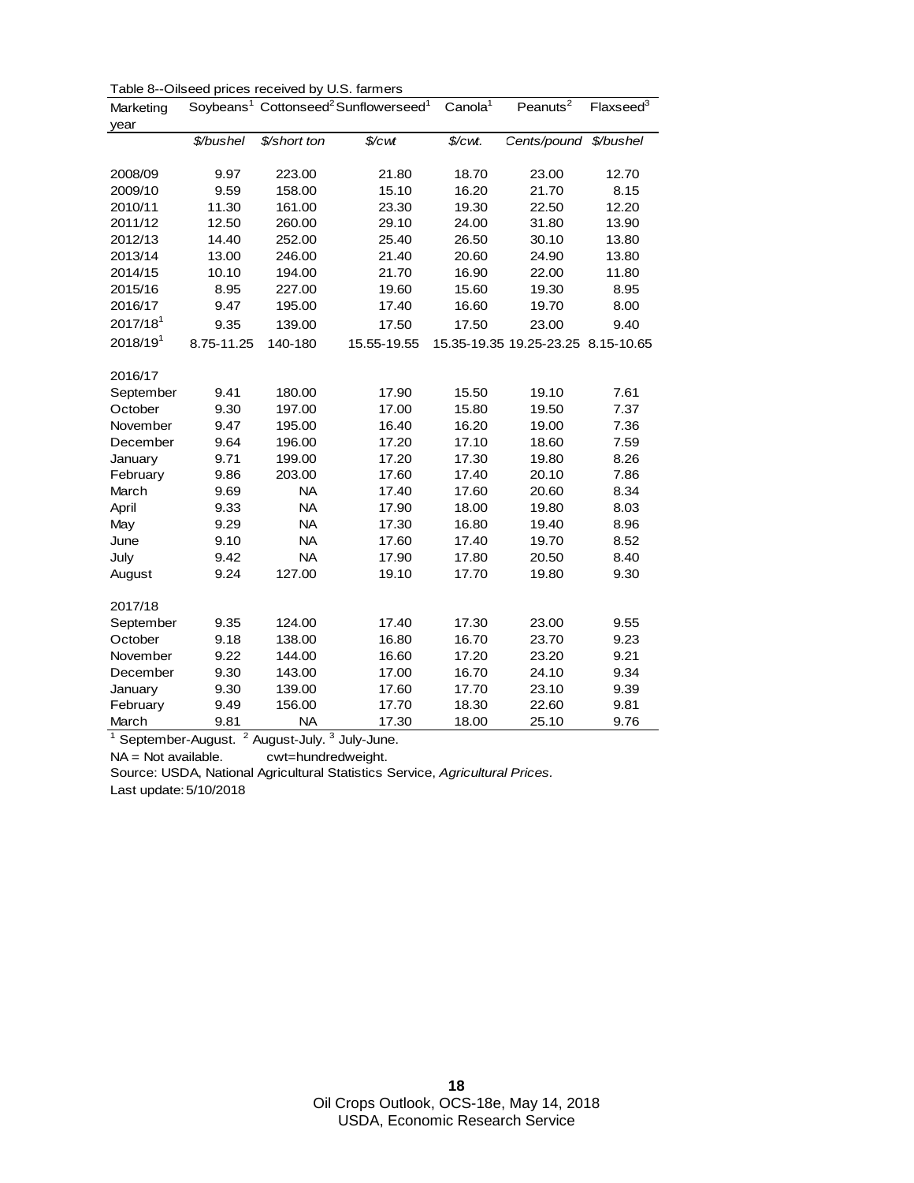Table 8--Oilseed prices received by U.S. farmers

| Marketing year | Soybeans[1] | Cottonseed[2] | Sunflowerseed[1] | Canola[1] | Peanuts[2] | Flaxseed[3] |
|---|---|---|---|---|---|---|
| | *$/bushel* | *$/short ton* | *$/cwt* | *$/cwt.* | *Cents/pound* | *$/bushel* |
| 2008/09 | 9.97 | 223.00 | 21.80 | 18.70 | 23.00 | 12.70 |
| 2009/10 | 9.59 | 158.00 | 15.10 | 16.20 | 21.70 | 8.15 |
| 2010/11 | 11.30 | 161.00 | 23.30 | 19.30 | 22.50 | 12.20 |
| 2011/12 | 12.50 | 260.00 | 29.10 | 24.00 | 31.80 | 13.90 |
| 2012/13 | 14.40 | 252.00 | 25.40 | 26.50 | 30.10 | 13.80 |
| 2013/14 | 13.00 | 246.00 | 21.40 | 20.60 | 24.90 | 13.80 |
| 2014/15 | 10.10 | 194.00 | 21.70 | 16.90 | 22.00 | 11.80 |
| 2015/16 | 8.95 | 227.00 | 19.60 | 15.60 | 19.30 | 8.95 |
| 2016/17 | 9.47 | 195.00 | 17.40 | 16.60 | 19.70 | 8.00 |
| 2017/18[1] | 9.35 | 139.00 | 17.50 | 17.50 | 23.00 | 9.40 |
| 2018/19[1] | 8.75-11.25 | 140-180 | 15.55-19.55 | 15.35-19.35 | 19.25-23.25 | 8.15-10.65 |
| | | | | | | |
| 2016/17 | | | | | | |
| September | 9.41 | 180.00 | 17.90 | 15.50 | 19.10 | 7.61 |
| October | 9.30 | 197.00 | 17.00 | 15.80 | 19.50 | 7.37 |
| November | 9.47 | 195.00 | 16.40 | 16.20 | 19.00 | 7.36 |
| December | 9.64 | 196.00 | 17.20 | 17.10 | 18.60 | 7.59 |
| January | 9.71 | 199.00 | 17.20 | 17.30 | 19.80 | 8.26 |
| February | 9.86 | 203.00 | 17.60 | 17.40 | 20.10 | 7.86 |
| March | 9.69 | NA | 17.40 | 17.60 | 20.60 | 8.34 |
| April | 9.33 | NA | 17.90 | 18.00 | 19.80 | 8.03 |
| May | 9.29 | NA | 17.30 | 16.80 | 19.40 | 8.96 |
| June | 9.10 | NA | 17.60 | 17.40 | 19.70 | 8.52 |
| July | 9.42 | NA | 17.90 | 17.80 | 20.50 | 8.40 |
| August | 9.24 | 127.00 | 19.10 | 17.70 | 19.80 | 9.30 |
| | | | | | | |
| 2017/18 | | | | | | |
| September | 9.35 | 124.00 | 17.40 | 17.30 | 23.00 | 9.55 |
| October | 9.18 | 138.00 | 16.80 | 16.70 | 23.70 | 9.23 |
| November | 9.22 | 144.00 | 16.60 | 17.20 | 23.20 | 9.21 |
| December | 9.30 | 143.00 | 17.00 | 16.70 | 24.10 | 9.34 |
| January | 9.30 | 139.00 | 17.60 | 17.70 | 23.10 | 9.39 |
| February | 9.49 | 156.00 | 17.70 | 18.30 | 22.60 | 9.81 |
| March | 9.81 | NA | 17.30 | 18.00 | 25.10 | 9.76 |

[1] September-August. [2] August-July. [3] July-June.

NA = Not available. cwt=hundredweight.

Source: USDA, National Agricultural Statistics Service, *Agricultural Prices*.

Last update: 5/10/2018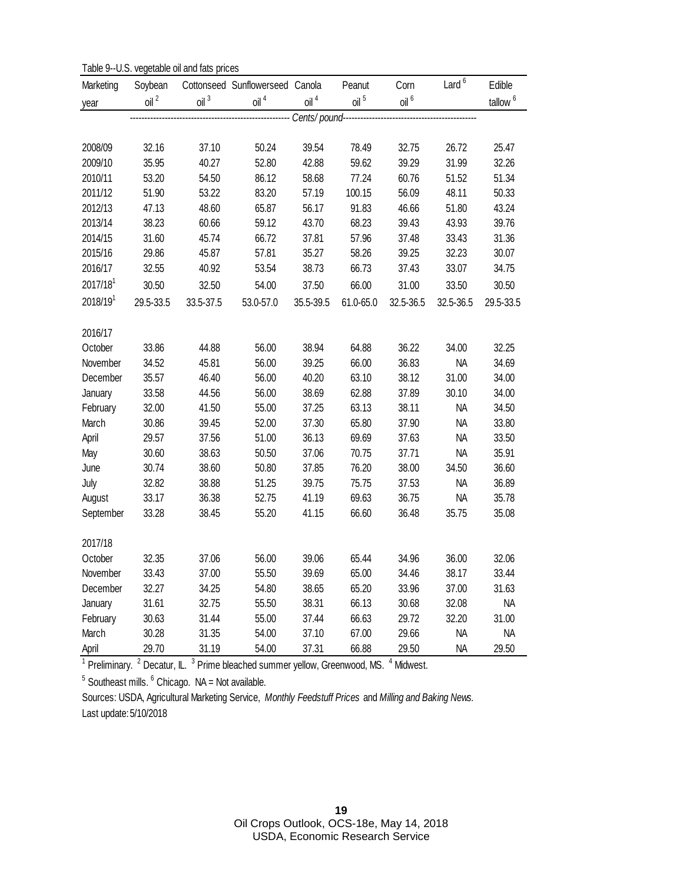Table 9--U.S. vegetable oil and fats prices

| Marketing year | Soybean oil [2] | Cottonseed oil [3] | Sunflowerseed oil [4] | Canola oil [4] | Peanut oil [5] | Corn oil [6] | Lard [6] | Edible tallow [6] |
|---|---|---|---|---|---|---|---|---|
| | *Cents/ pound* | | | | | | | |
| 2008/09 | 32.16 | 37.10 | 50.24 | 39.54 | 78.49 | 32.75 | 26.72 | 25.47 |
| 2009/10 | 35.95 | 40.27 | 52.80 | 42.88 | 59.62 | 39.29 | 31.99 | 32.26 |
| 2010/11 | 53.20 | 54.50 | 86.12 | 58.68 | 77.24 | 60.76 | 51.52 | 51.34 |
| 2011/12 | 51.90 | 53.22 | 83.20 | 57.19 | 100.15 | 56.09 | 48.11 | 50.33 |
| 2012/13 | 47.13 | 48.60 | 65.87 | 56.17 | 91.83 | 46.66 | 51.80 | 43.24 |
| 2013/14 | 38.23 | 60.66 | 59.12 | 43.70 | 68.23 | 39.43 | 43.93 | 39.76 |
| 2014/15 | 31.60 | 45.74 | 66.72 | 37.81 | 57.96 | 37.48 | 33.43 | 31.36 |
| 2015/16 | 29.86 | 45.87 | 57.81 | 35.27 | 58.26 | 39.25 | 32.23 | 30.07 |
| 2016/17 | 32.55 | 40.92 | 53.54 | 38.73 | 66.73 | 37.43 | 33.07 | 34.75 |
| 2017/18[1] | 30.50 | 32.50 | 54.00 | 37.50 | 66.00 | 31.00 | 33.50 | 30.50 |
| 2018/19[1] | 29.5-33.5 | 33.5-37.5 | 53.0-57.0 | 35.5-39.5 | 61.0-65.0 | 32.5-36.5 | 32.5-36.5 | 29.5-33.5 |
| **2016/17** | | | | | | | | |
| October | 33.86 | 44.88 | 56.00 | 38.94 | 64.88 | 36.22 | 34.00 | 32.25 |
| November | 34.52 | 45.81 | 56.00 | 39.25 | 66.00 | 36.83 | NA | 34.69 |
| December | 35.57 | 46.40 | 56.00 | 40.20 | 63.10 | 38.12 | 31.00 | 34.00 |
| January | 33.58 | 44.56 | 56.00 | 38.69 | 62.88 | 37.89 | 30.10 | 34.00 |
| February | 32.00 | 41.50 | 55.00 | 37.25 | 63.13 | 38.11 | NA | 34.50 |
| March | 30.86 | 39.45 | 52.00 | 37.30 | 65.80 | 37.90 | NA | 33.80 |
| April | 29.57 | 37.56 | 51.00 | 36.13 | 69.69 | 37.63 | NA | 33.50 |
| May | 30.60 | 38.63 | 50.50 | 37.06 | 70.75 | 37.71 | NA | 35.91 |
| June | 30.74 | 38.60 | 50.80 | 37.85 | 76.20 | 38.00 | 34.50 | 36.60 |
| July | 32.82 | 38.88 | 51.25 | 39.75 | 75.75 | 37.53 | NA | 36.89 |
| August | 33.17 | 36.38 | 52.75 | 41.19 | 69.63 | 36.75 | NA | 35.78 |
| September | 33.28 | 38.45 | 55.20 | 41.15 | 66.60 | 36.48 | 35.75 | 35.08 |
| **2017/18** | | | | | | | | |
| October | 32.35 | 37.06 | 56.00 | 39.06 | 65.44 | 34.96 | 36.00 | 32.06 |
| November | 33.43 | 37.00 | 55.50 | 39.69 | 65.00 | 34.46 | 38.17 | 33.44 |
| December | 32.27 | 34.25 | 54.80 | 38.65 | 65.20 | 33.96 | 37.00 | 31.63 |
| January | 31.61 | 32.75 | 55.50 | 38.31 | 66.13 | 30.68 | 32.08 | NA |
| February | 30.63 | 31.44 | 55.00 | 37.44 | 66.63 | 29.72 | 32.20 | 31.00 |
| March | 30.28 | 31.35 | 54.00 | 37.10 | 67.00 | 29.66 | NA | NA |
| April | 29.70 | 31.19 | 54.00 | 37.31 | 66.88 | 29.50 | NA | 29.50 |

[1] Preliminary. [2] Decatur, IL. [3] Prime bleached summer yellow, Greenwood, MS. [4] Midwest.

[5] Southeast mills. [6] Chicago. NA = Not available.

Sources: USDA, Agricultural Marketing Service, *Monthly Feedstuff Prices* and *Milling and Baking News*.

Last update: 5/10/2018

Oil Crops Outlook, OCS-18e, May 14, 2018
USDA, Economic Research Service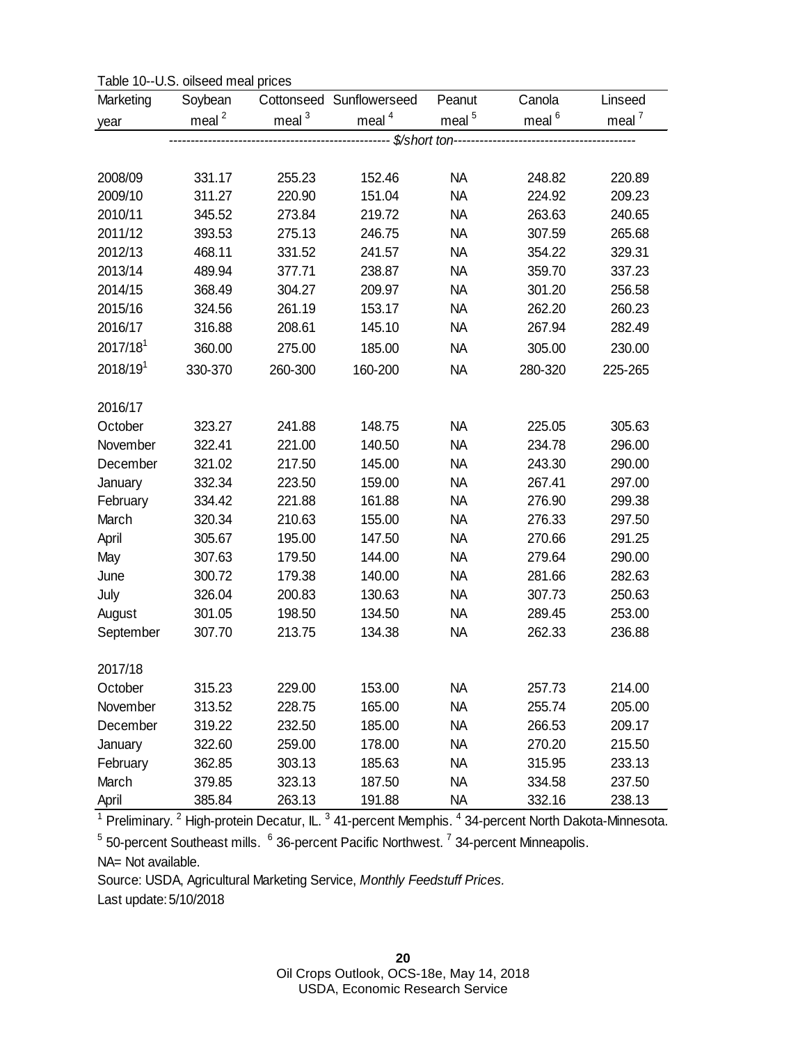Table 10--U.S. oilseed meal prices

| Marketing year | Soybean meal [2] | Cottonseed meal [3] | Sunflowerseed meal [4] | Peanut meal [5] | Canola meal [6] | Linseed meal [7] |
|---|---|---|---|---|---|---|
| | $/short ton | | | | | |
| 2008/09 | 331.17 | 255.23 | 152.46 | NA | 248.82 | 220.89 |
| 2009/10 | 311.27 | 220.90 | 151.04 | NA | 224.92 | 209.23 |
| 2010/11 | 345.52 | 273.84 | 219.72 | NA | 263.63 | 240.65 |
| 2011/12 | 393.53 | 275.13 | 246.75 | NA | 307.59 | 265.68 |
| 2012/13 | 468.11 | 331.52 | 241.57 | NA | 354.22 | 329.31 |
| 2013/14 | 489.94 | 377.71 | 238.87 | NA | 359.70 | 337.23 |
| 2014/15 | 368.49 | 304.27 | 209.97 | NA | 301.20 | 256.58 |
| 2015/16 | 324.56 | 261.19 | 153.17 | NA | 262.20 | 260.23 |
| 2016/17 | 316.88 | 208.61 | 145.10 | NA | 267.94 | 282.49 |
| 2017/18[1] | 360.00 | 275.00 | 185.00 | NA | 305.00 | 230.00 |
| 2018/19[1] | 330-370 | 260-300 | 160-200 | NA | 280-320 | 225-265 |
| | | | | | | |
| 2016/17 | | | | | | |
| October | 323.27 | 241.88 | 148.75 | NA | 225.05 | 305.63 |
| November | 322.41 | 221.00 | 140.50 | NA | 234.78 | 296.00 |
| December | 321.02 | 217.50 | 145.00 | NA | 243.30 | 290.00 |
| January | 332.34 | 223.50 | 159.00 | NA | 267.41 | 297.00 |
| February | 334.42 | 221.88 | 161.88 | NA | 276.90 | 299.38 |
| March | 320.34 | 210.63 | 155.00 | NA | 276.33 | 297.50 |
| April | 305.67 | 195.00 | 147.50 | NA | 270.66 | 291.25 |
| May | 307.63 | 179.50 | 144.00 | NA | 279.64 | 290.00 |
| June | 300.72 | 179.38 | 140.00 | NA | 281.66 | 282.63 |
| July | 326.04 | 200.83 | 130.63 | NA | 307.73 | 250.63 |
| August | 301.05 | 198.50 | 134.50 | NA | 289.45 | 253.00 |
| September | 307.70 | 213.75 | 134.38 | NA | 262.33 | 236.88 |
| | | | | | | |
| 2017/18 | | | | | | |
| October | 315.23 | 229.00 | 153.00 | NA | 257.73 | 214.00 |
| November | 313.52 | 228.75 | 165.00 | NA | 255.74 | 205.00 |
| December | 319.22 | 232.50 | 185.00 | NA | 266.53 | 209.17 |
| January | 322.60 | 259.00 | 178.00 | NA | 270.20 | 215.50 |
| February | 362.85 | 303.13 | 185.63 | NA | 315.95 | 233.13 |
| March | 379.85 | 323.13 | 187.50 | NA | 334.58 | 237.50 |
| April | 385.84 | 263.13 | 191.88 | NA | 332.16 | 238.13 |

[1] Preliminary. [2] High-protein Decatur, IL. [3] 41-percent Memphis. [4] 34-percent North Dakota-Minnesota.
[5] 50-percent Southeast mills. [6] 36-percent Pacific Northwest. [7] 34-percent Minneapolis.

NA= Not available.

Source: USDA, Agricultural Marketing Service, *Monthly Feedstuff Prices*.

Last update: 5/10/2018

Oil Crops Outlook, OCS-18e, May 14, 2018
USDA, Economic Research Service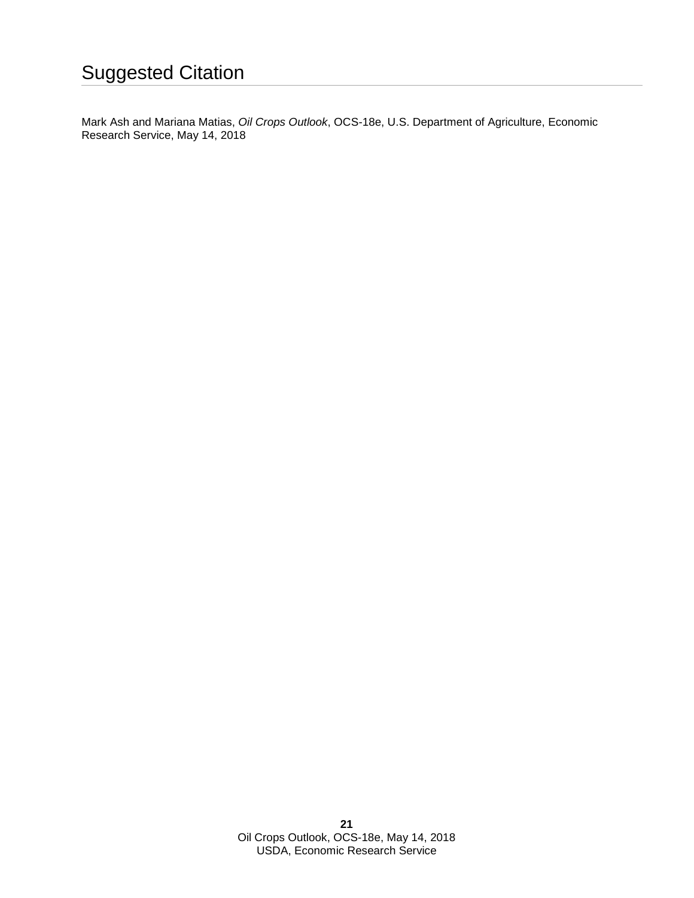## Suggested Citation

Mark Ash and Mariana Matias, *Oil Crops Outlook*, OCS-18e, U.S. Department of Agriculture, Economic Research Service, May 14, 2018